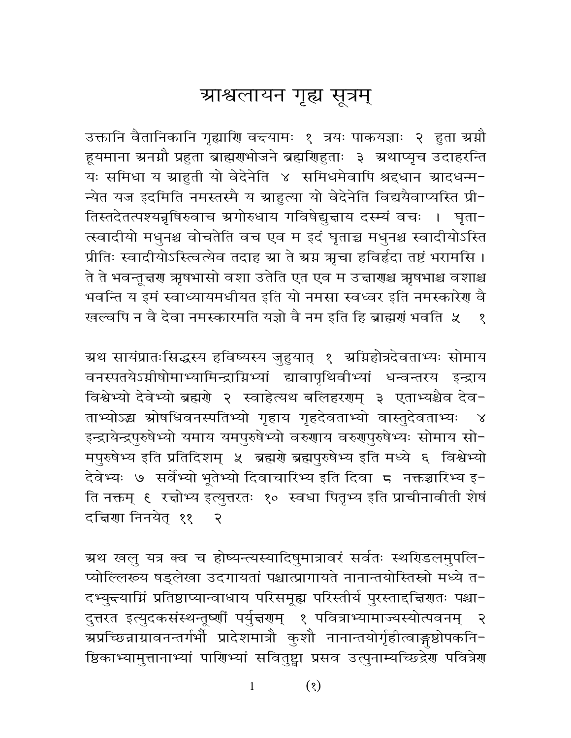# आश्वलायन गृह्य सूत्रम्

उक्तानि वैतानिकानि गृह्याणि वक्ष्यामः १ त्रयः पाकयज्ञाः २ हुता अग्नौ हूयमाना अनग्नौ प्रहुता ब्राह्मणभोजने ब्रह्मणिहुताः ३ अथाप्यृच उदाहरन्ति यः समिधा य आहुती यो वेदेनेति ४ समिधमेवापि श्रद्दधान आदधन्मन्येत यज इदमिति नमस्तस्मै य आहुत्या यो वेदेनेति विद्ययैवाप्यस्ति प्रीतिस्तदेतत्पश्यन्नृषिरुवाच अगोरुधाय गविषेद्युक्षाय दस्म्यं वचः । घृतात्स्वादीयो मधुनश्च वोचतेति वच एव म इदं घृताच्च मधुनश्च स्वादीयोऽस्ति प्रीतिः स्वादीयोऽस्त्वित्येव तदाह आ ते अग्न ऋचा हविर्हृदा तष्टं भरामसि । ते ते भवन्तूक्षण ऋषभासो वशा उतेति एत एव म उक्षाणश्च ऋषभाश्च वशाश्च भवन्ति य इमं स्वाध्यायमधीयत इति यो नमसा स्वध्वर इति नमस्कारेण वै खल्वपि न वै देवा नमस्कारमति यज्ञो वै नम इति हि ब्राह्मणं भवति ५ १

अथ सायंप्रातःसिद्धस्य हविष्यस्य जुहुयात् १ अग्निहोत्रदेवताभ्यः सोमाय वनस्पतयेऽग्नीषोमाभ्यामिन्द्राग्निभ्यां द्यावापृथिवीभ्यां धन्वन्तरय इन्द्राय विश्वेभ्यो देवेभ्यो ब्रह्मणे २ स्वाहेत्यथ बलिहरणम् ३ एताभ्यश्चैव देवताभ्योऽद्भ्य ओषधिवनस्पतिभ्यो गृहाय गृहदेवताभ्यो वास्तुदेवताभ्यः ४ इन्द्रायेन्द्रपुरुषेभ्यो यमाय यमपुरुषेभ्यो वरुणाय वरुणपुरुषेभ्यः सोमाय सोमपुरुषेभ्य इति प्रतिदिशम् ५ ब्रह्मणे ब्रह्मपुरुषेभ्य इति मध्ये ६ विश्वेभ्यो देवेभ्यः ७ सर्वेभ्यो भूतेभ्यो दिवाचारिभ्य इति दिवा ८ नक्तञ्चारिभ्य इति नक्तम् ९ रक्षोभ्य इत्युत्तरतः १० स्वधा पितृभ्य इति प्राचीनावीती शेषं दक्षिणा निनयेत् ११ २

अथ खलु यत्र क्व च होष्यन्त्स्यादिषुमात्रावरं सर्वतः स्थण्डिलमुपलिप्योल्लिख्य षड्लेखा उदगायतां पश्चात्प्रागायते नानान्तयोस्तिस्रो मध्ये तदभ्युक्ष्याग्निं प्रतिष्ठाप्यान्वाधाय परिसमूह्य परिस्तीर्य पुरस्ताद्दक्षिणतः पश्चादुत्तरत इत्युदकसंस्थन्तूष्णीं पर्युक्षणम् १ पवित्राभ्यामाज्यस्योत्पवनम् २ अप्रच्छिन्नाग्रावनन्तर्गर्भौ प्रादेशमात्रौ कुशौ नानान्तयोर्गृहीत्वाङ्गुष्ठोपकनिष्ठिकाभ्यामुत्तानाभ्यां पाणिभ्यां सवितुष्ट्वा प्रसव उत्पुनाम्यच्छिद्रेण पवित्रेण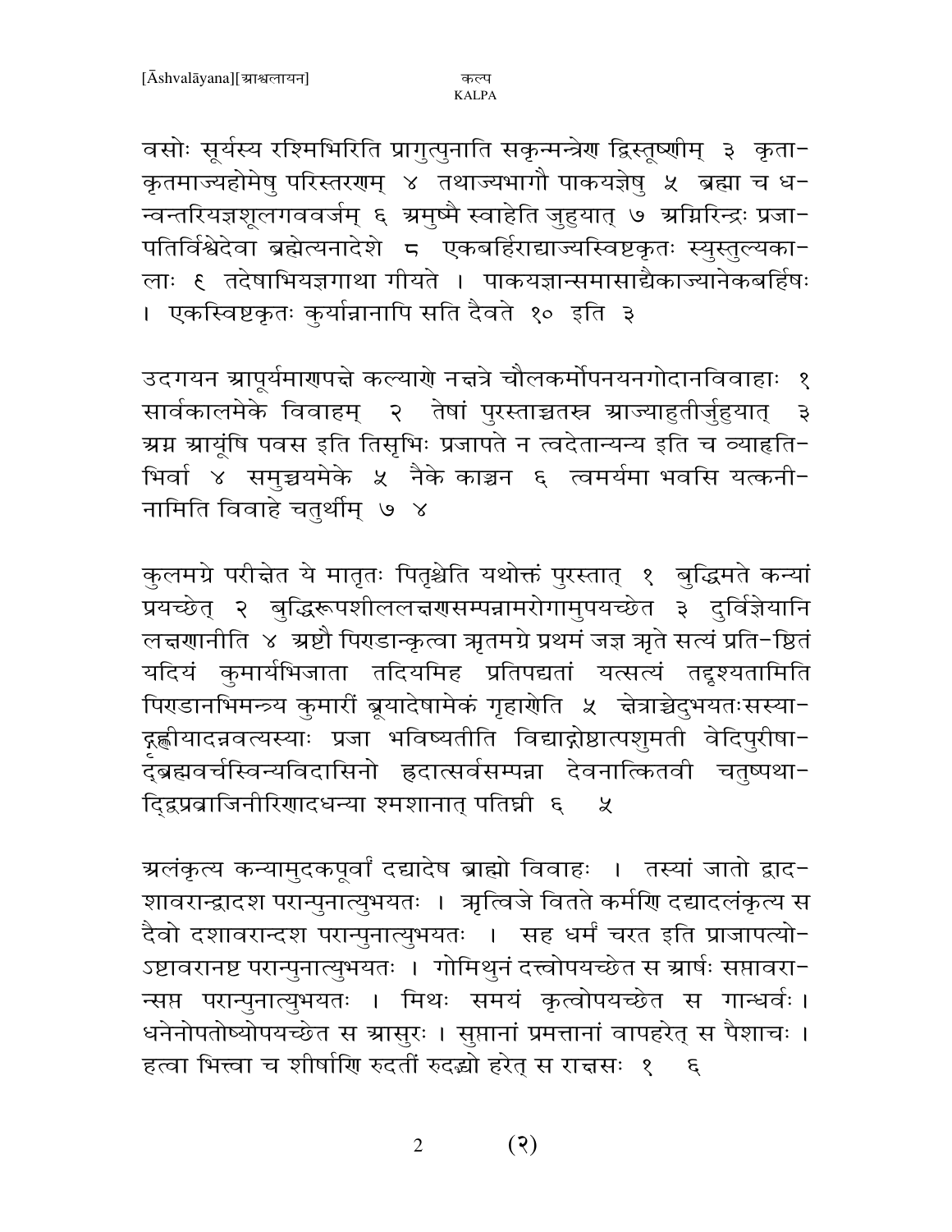वसोः सूर्यस्य रश्मिभिरिति प्रागुत्पुनाति सकृन्मन्त्रेण द्विस्तूष्णीम् ३ कृताकृतमाज्यहोमेषु परिस्तरणम् ४ तथाज्यभागौ पाकयज्ञेषु ५ ब्रह्मा च धन्वन्तरियज्ञशूलगववर्जम् ६ अमुष्मै स्वाहेति जुहुयात् ७ अग्निरिन्द्रः प्रजापतिर्विश्वेदेवा ब्रह्मेत्यनादेशे ८ एकबर्हिराद्याज्यस्विष्टकृतः स्युस्तुल्यकालाः ६ तदेषाभियज्ञगाथा गीयते । पाकयज्ञान्समासाद्यैकाज्यानेकबर्हिषः । एकस्विष्टकृतः कुर्यान्नानापि सति दैवते १० इति ३

उदगयन आपूर्यमाणपक्षे कल्याणे नक्षत्रे चौलकर्मोपनयनगोदानविवाहाः १ सार्वकालमेके विवाहम् २ तेषां पुरस्ताच्चतस्र आज्याहुतीर्जुहुयात् ३ अग्न आयूंषि पवस इति तिसृभिः प्रजापते न त्वदेतान्यन्य इति च व्याहृतिभिर्वा ४ समुच्चयमेके ५ नैके काञ्चन ६ त्वमर्यमा भवसि यत्कनीनामिति विवाहे चतुर्थीम् ७ ४

कुलमग्रे परीक्षेत ये मातृतः पितृश्चेति यथोक्तं पुरस्तात् १ बुद्धिमते कन्यां प्रयच्छेत् २ बुद्धिरूपशीललक्षणसम्पन्नामरोगामुपयच्छेत ३ दुर्विज्ञेयानि लक्षणानीति ४ अष्टौ पिण्डान्कृत्वा ऋतमग्रे प्रथमं जज्ञ ऋते सत्यं प्रति-ष्ठितं यदियं कुमार्यभिजाता तदियमिह प्रतिपद्यतां यत्सत्यं तद्दृश्यतामिति पिण्डानभिमन्त्र्य कुमारीं ब्रूयादेषामेकं गृहाणेति ५ क्षेत्राच्चेदुभयतःसस्याद्गृह्णीयादन्नवत्यस्याः प्रजा भविष्यतीति विद्याद्गोष्ठात्पशुमती वेदिपुरीषाद्ब्रह्मवर्चस्विन्यविदासिनो ह्रदात्सर्वसम्पन्ना देवनात्कितवी चतुष्पथाद्द्विप्रव्राजिनीरिणादधन्या श्मशानात् पतिघ्नी ६ ५

अलंकृत्य कन्यामुदकपूर्वां दद्यादेष ब्राह्मो विवाहः । तस्यां जातो द्वादशावरान्द्वादश परान्पुनात्युभयतः । ऋत्विजे वितते कर्मणि दद्यादलंकृत्य स दैवो दशावरान्दश परान्पुनात्युभयतः । सह धर्मं चरत इति प्राजापत्योऽष्टावरानष्ट परान्पुनात्युभयतः । गोमिथुनं दत्त्वोपयच्छेत स आर्षः सप्तावरान्सप्त परान्पुनात्युभयतः । मिथः समयं कृत्वोपयच्छेत स गान्धर्वः । धनेनोपतोष्योपयच्छेत स आसुरः । सुप्तानां प्रमत्तानां वापहरेत् स पैशाचः । हत्वा भित्त्वा च शीर्षाणि रुदतीं रुदद्भ्यो हरेत् स राक्षसः १ ६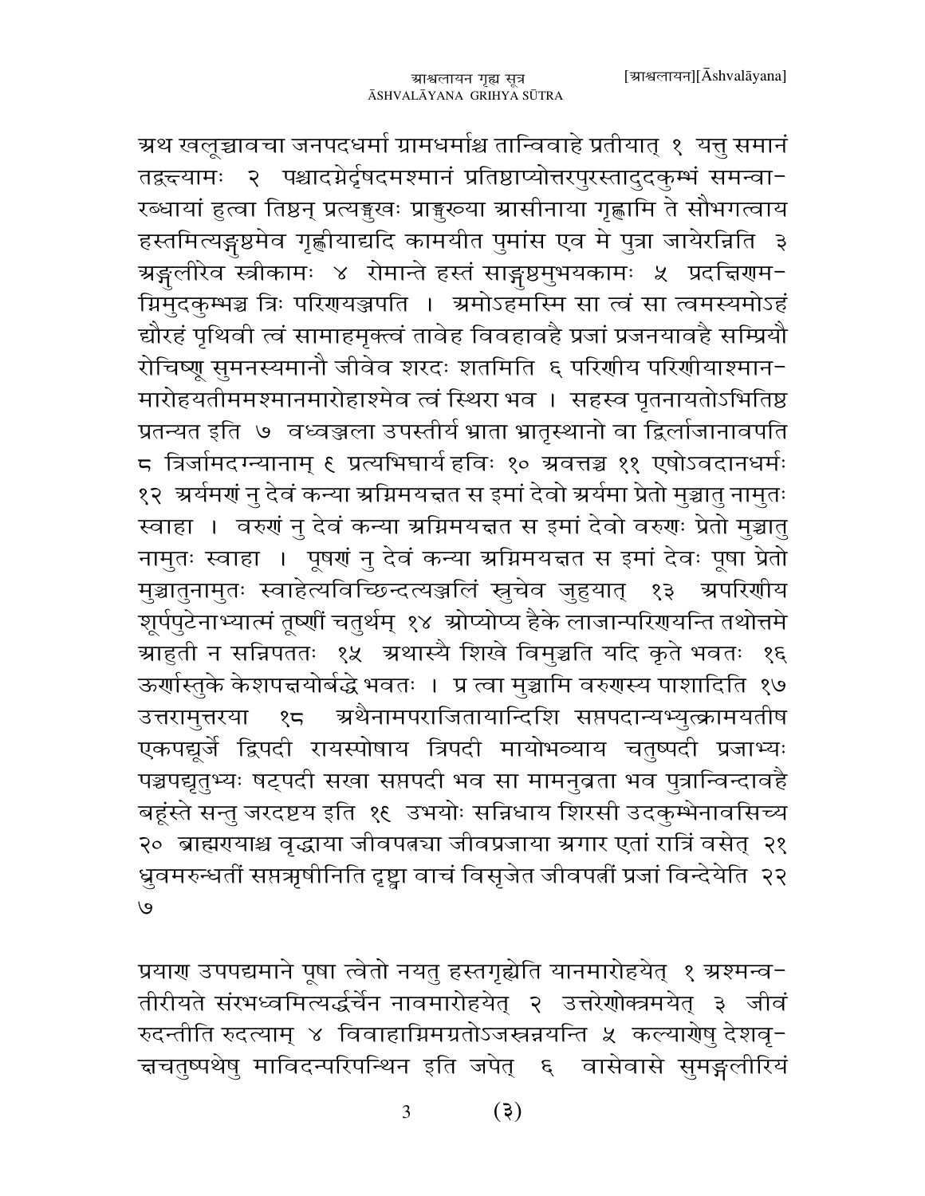अथ खलूच्चावचा जनपदधर्मा ग्रामधर्माश्च तान्विवाहे प्रतीयात् १ यत्तु समानं तद्वक्ष्यामः २ पश्चादग्नेर्दृषदमश्मानं प्रतिष्ठाप्योत्तरपुरस्तादुदकुम्भं समन्वारब्धायां हुत्वा तिष्ठन् प्रत्यङ्मुखः प्राङ्मुख्या आसीनाया गृह्णामि ते सौभगत्वाय हस्तमित्यङ्गुष्ठमेव गृह्णीयाद्यदि कामयीत पुमांस एव मे पुत्रा जायेरन्निति ३ अङ्गुलीरेव स्त्रीकामः ४ रोमान्ते हस्तं साङ्गुष्ठमुभयकामः ५ प्रदक्षिणमग्निमुदकुम्भञ्च त्रिः परिणयञ्जपति । अमोऽहमस्मि सा त्वं सा त्वमस्यमोऽहं द्यौरहं पृथिवी त्वं सामाहमृक्त्वं तावेह विवहावहै प्रजां प्रजनयावहै सम्प्रियौ रोचिष्णू सुमनस्यमानौ जीवेव शरदः शतमिति ६ परिणीय परिणीयाश्मानमारोहयतीममश्मानमारोहाश्मेव त्वं स्थिरा भव । सहस्व पृतनायतोऽभितिष्ठ प्रतन्यत इति ७ वध्वञ्जला उपस्तीर्य भ्राता भ्रातृस्थानो वा द्विर्लाजानावपति ८ त्रिर्जामदग्न्यानाम् ९ प्रत्यभिघार्य हविः १० अवत्तञ्च ११ एषोऽवदानधर्मः १२ अर्यमणं नु देवं कन्या अग्निमयक्षत स इमां देवो अर्यमा प्रेतो मुञ्चातु नामुतः स्वाहा । वरुणं नु देवं कन्या अग्निमयक्षत स इमां देवो वरुणः प्रेतो मुञ्चातु नामुतः स्वाहा । पूषणं नु देवं कन्या अग्निमयक्षत स इमां देवः पूषा प्रेतो मुञ्चातुनामुतः स्वाहेत्यविच्छिन्दत्यञ्जलिं स्रुचेव जुहुयात् १३ अपरिणीय शूर्पपुटेनाभ्यात्मं तूष्णीं चतुर्थम् १४ अोप्योप्य हैके लाजान्परिणयन्ति तथोत्तमे आहुती न सन्निपततः १५ अथास्यै शिखे विमुञ्चति यदि कृते भवतः १६ ऊर्णास्तुके केशपक्षयोर्बद्धे भवतः । प्र त्वा मुञ्चामि वरुणस्य पाशादिति १७ उत्तरामुत्तरया १८ अथैनामपराजितायान्दिशि सप्तपदान्यभ्युत्क्रामयतीष एकपद्यूर्जे द्विपदी रायस्पोषाय त्रिपदी मायोभव्याय चतुष्पदी प्रजाभ्यः पञ्चपद्यृतुभ्यः षट्पदी सखा सप्तपदी भव सा मामनुव्रता भव पुत्रान्विन्दावहै बहूंस्ते सन्तु जरदष्टय इति १९ उभयोः सन्निधाय शिरसी उदकुम्भेनावसिच्य २० ब्राह्मण्याश्च वृद्धाया जीवपत्न्या जीवप्रजाया अगार एतां रात्रिं वसेत् २१ ध्रुवमरुन्धतीं सप्तऋषीनिति दृष्ट्वा वाचं विसृजेत जीवपत्नीं प्रजां विन्देयेति २२ ७

प्रयाण उपपद्यमाने पूषा त्वेतो नयतु हस्तगृह्येति यानमारोहयेत् १ अश्मन्वतीरीयते संरभध्वमित्यर्द्धर्चेन नावमारोहयेत् २ उत्तरेणोत्क्रमयेत् ३ जीवं रुदन्तीति रुदत्याम् ४ विवाहाग्निमग्रतोऽजस्रन्नयन्ति ५ कल्याणेषु देशवृक्षचतुष्पथेषु माविदन्परिपन्थिन इति जपेत् ६ वासेवासे सुमङ्गलीरियं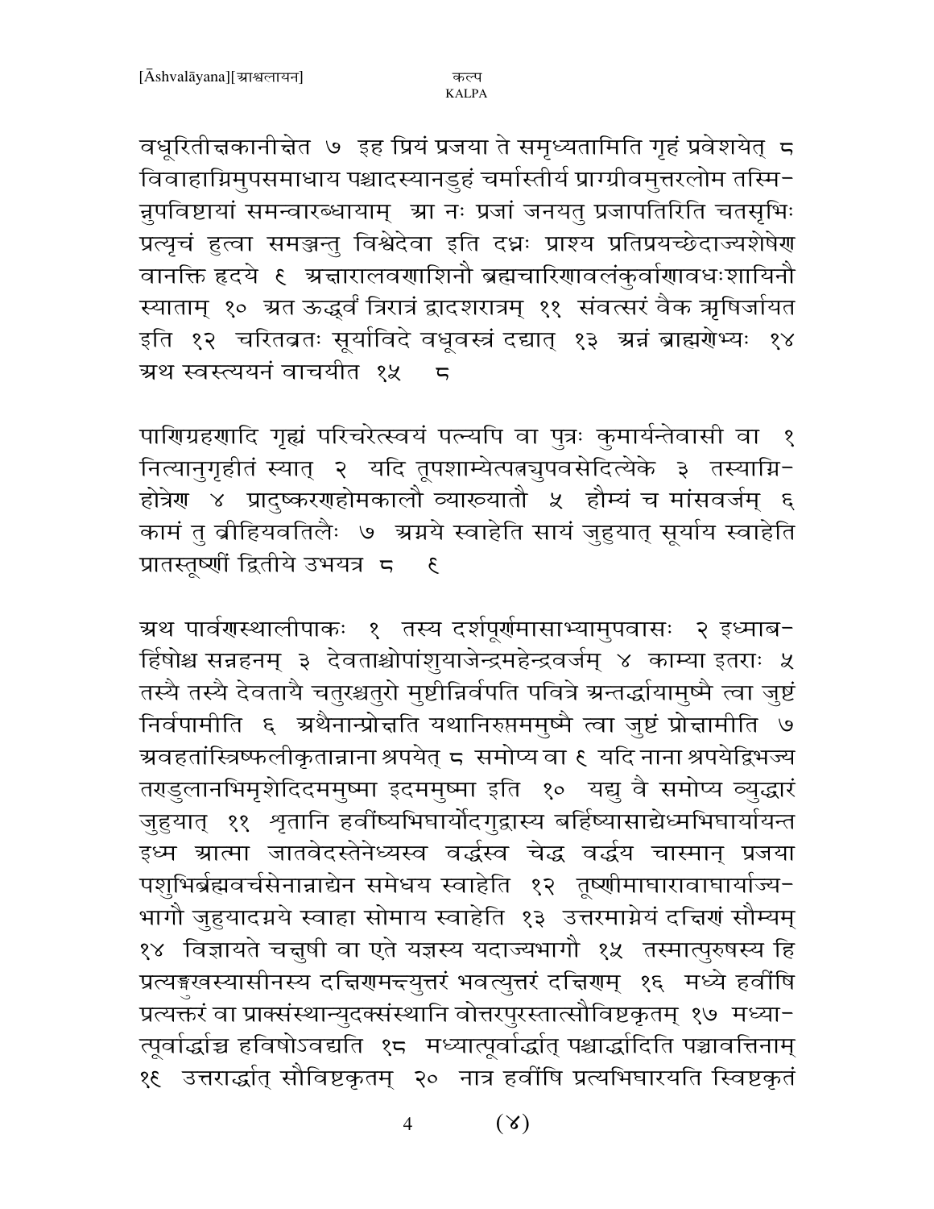वधूरितीक्षकानीक्षेत ७ इह प्रियं प्रजया ते समृध्यतामिति गृहं प्रवेशयेत् ८ विवाहाग्निमुपसमाधाय पश्चादस्यानडुहं चर्मास्तीर्य प्राग्ग्रीवमुत्तरलोम तस्मिन्नुपविष्टायां समन्वारब्धायाम् आ नः प्रजां जनयतु प्रजापतिरिति चतसृभिः प्रत्यृचं हुत्वा समञ्जन्तु विश्वेदेवा इति दध्नः प्राश्य प्रतिप्रयच्छेदाज्यशेषेण वानक्ति हृदये ९ अक्षारालवणाशिनौ ब्रह्मचारिणावलंकुर्वाणावधःशायिनौ स्याताम् १० अत ऊर्द्ध्वं त्रिरात्रं द्वादशरात्रम् ११ संवत्सरं वैक ऋषिर्जायत इति १२ चरितव्रतः सूर्याविदे वधूवस्त्रं दद्यात् १३ अन्नं ब्राह्मणेभ्यः १४ अथ स्वस्त्ययनं वाचयीत १५ ८

पाणिग्रहणादि गृह्यं परिचरेत्स्वयं पत्न्यपि वा पुत्रः कुमार्यन्तेवासी वा १ नित्यानुगृहीतं स्यात् २ यदि तूपशाम्येत्पत्न्युपवसेदित्येके ३ तस्याग्निहोत्रेण ४ प्रादुष्करणहोमकालौ व्याख्यातौ ५ हौम्यं च मांसवर्जम् ६ कामं तु व्रीहियवतिलैः ७ अग्नये स्वाहेति सायं जुहुयात् सूर्याय स्वाहेति प्रातस्तूष्णीं द्वितीये उभयत्र ८ ९

अथ पार्वणस्थालीपाकः १ तस्य दर्शपूर्णमासाभ्यामुपवासः २ इध्माबर्हिषोश्च सन्नहनम् ३ देवताश्चोपांशुयाजेन्द्रमहेन्द्रवर्जम् ४ काम्या इतराः ५ तस्यै तस्यै देवतायै चतुरश्चतुरो मुष्टीन्निर्वपति पवित्रे अन्तर्द्धायामुष्मै त्वा जुष्टं निर्वपामीति ६ अथैनान्प्रोक्षति यथानिरुप्तममुष्मै त्वा जुष्टं प्रोक्षामीति ७ अवहतांस्त्रिष्फलीकृतान्नाना श्रपयेत् ८ समोप्य वा ९ यदि नाना श्रपयेद्विभज्य तण्डुलानभिमृशेदिदममुष्मा इदममुष्मा इति १० यद्यु वै समोप्य व्युद्धारं जुहुयात् ११ शृतानि हवींष्यभिघार्योदगुद्वास्य बर्हिष्यासाद्येध्ममभिघार्यायन्त इध्म आत्मा जातवेदस्तेनेध्यस्व वर्द्धस्व चेद्ध वर्द्धय चास्मान् प्रजया पशुभिर्ब्रह्मवर्चसेनान्नाद्येन समेधय स्वाहेति १२ तूष्णीमाघारावाघार्याज्यभागौ जुहुयादग्नये स्वाहा सोमाय स्वाहेति १३ उत्तरमाग्नेयं दक्षिणं सौम्यम् १४ विज्ञायते चक्षुषी वा एते यज्ञस्य यदाज्यभागौ १५ तस्मात्पुरुषस्य हि प्रत्यङ्मुखस्यासीनस्य दक्षिणमक्ष्युत्तरं भवत्युत्तरं दक्षिणम् १६ मध्ये हवींषि प्रत्यक्तरं वा प्राक्संस्थान्युदक्संस्थानि वोत्तरपुरस्तात्सौविष्टकृतम् १७ मध्यात्पूर्वार्द्धाच्च हविषोऽवद्यति १८ मध्यात्पूर्वार्द्धात् पश्चार्द्धादिति पञ्चावत्तिनाम् १९ उत्तरार्द्धात् सौविष्टकृतम् २० नात्र हवींषि प्रत्यभिघारयति स्विष्टकृतं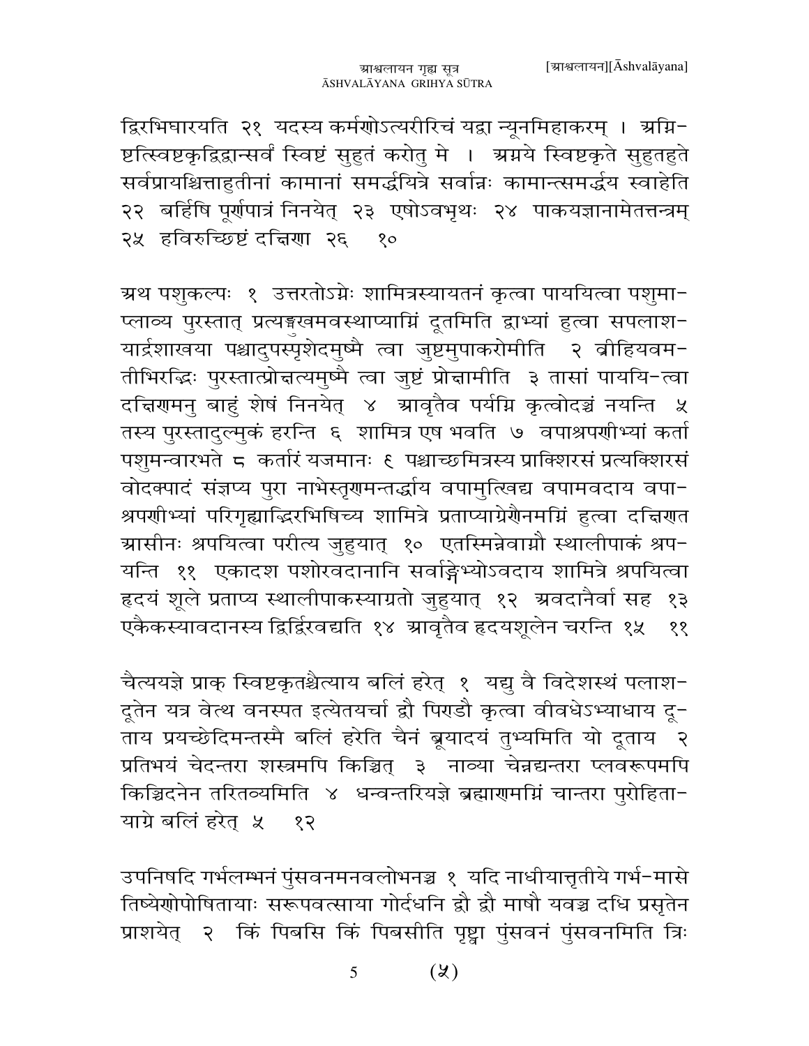द्विरभिघारयति २१ यदस्य कर्मणोऽत्यरीरिचं यद्वा न्यूनमिहाकरम् । अग्नि-ष्टत्स्विष्टकृद्विद्वान्सर्वं स्विष्टं सुहुतं करोतु मे । अग्नये स्विष्टकृते सुहुतहुते सर्वप्रायश्चित्ताहुतीनां कामानां समर्द्धयित्रे सर्वान्नः कामान्त्समर्द्धय स्वाहेति २२ बर्हिषि पूर्णपात्रं निनयेत् २३ एषोऽवभृथः २४ पाकयज्ञानामेतत्तन्त्रम् २५ हविरुच्छिष्टं दक्षिणा २६ १०

अथ पशुकल्पः १ उत्तरतोऽग्नेः शामित्रस्यायतनं कृत्वा पाययित्वा पशुमा-प्लाव्य पुरस्तात् प्रत्यङ्मुखमवस्थाप्याग्निं दूतमिति द्वाभ्यां हुत्वा सपलाश-यार्द्रशाखया पश्चादुपस्पृशेदमुष्मै त्वा जुष्टमुपाकरोमीति २ व्रीहियवम-तीभिरद्भिः पुरस्तात्प्रोक्षत्यमुष्मै त्वा जुष्टं प्रोक्षामीति ३ तासां पाययि-त्वा दक्षिणमनु बाहुं शेषं निनयेत् ४ आवृतैव पर्यग्नि कृत्वोदञ्चं नयन्ति ५ तस्य पुरस्तादुल्मुकं हरन्ति ६ शामित्र एष भवति ७ वपाश्रपणीभ्यां कर्ता पशुमन्वारभते ८ कर्तारं यजमानः ९ पश्चाच्छमित्रस्य प्राक्शिरसं प्रत्यक्शिरसं वोदक्पादं संज्ञप्य पुरा नाभेस्तृणमन्तर्द्धाय वपामुत्खिद्य वपामवदाय वपा-श्रपणीभ्यां परिगृह्याद्भिरभिषिच्य शामित्रे प्रताप्याग्रेणैनमग्निं हुत्वा दक्षिणत आसीनः श्रपयित्वा परीत्य जुहुयात् १० एतस्मिन्नेवाग्नौ स्थालीपाकं श्रप-यन्ति ११ एकादश पशोरवदानानि सर्वाङ्गेभ्योऽवदाय शामित्रे श्रपयित्वा हृदयं शूले प्रताप्य स्थालीपाकस्याग्रतो जुहुयात् १२ अवदानैर्वा सह १३ एकैकस्यावदानस्य द्विर्द्विरवद्यति १४ आवृतैव हृदयशूलेन चरन्ति १५ ११

चैत्ययज्ञे प्राक् स्विष्टकृतश्चैत्याय बलिं हरेत् १ यद्यु वै विदेशस्थं पलाश-दूतेन यत्र वेत्थ वनस्पत इत्येतयर्चा द्वौ पिण्डौ कृत्वा वीवधेऽभ्याधाय दू-ताय प्रयच्छेदिमन्तस्मै बलिं हरेति चैनं ब्रूयादयं तुभ्यमिति यो दूताय २ प्रतिभयं चेदन्तरा शस्त्रमपि किञ्चित् ३ नाव्या चेन्नद्यन्तरा प्लवरूपमपि किञ्चिदनेन तरितव्यमिति ४ धन्वन्तरियज्ञे ब्रह्माणमग्निं चान्तरा पुरोहिता-याग्रे बलिं हरेत् ५ १२

उपनिषदि गर्भलम्भनं पुंसवनमनवलोभनञ्च १ यदि नाधीयात्तृतीये गर्भ-मासे तिष्येणोपोषितायाः सरूपवत्साया गोर्दधनि द्वौ द्वौ माषौ यवञ्च दधि प्रसृतेन प्राशयेत् २ किं पिबसि किं पिबसीति पृष्ट्वा पुंसवनं पुंसवनमिति त्रिः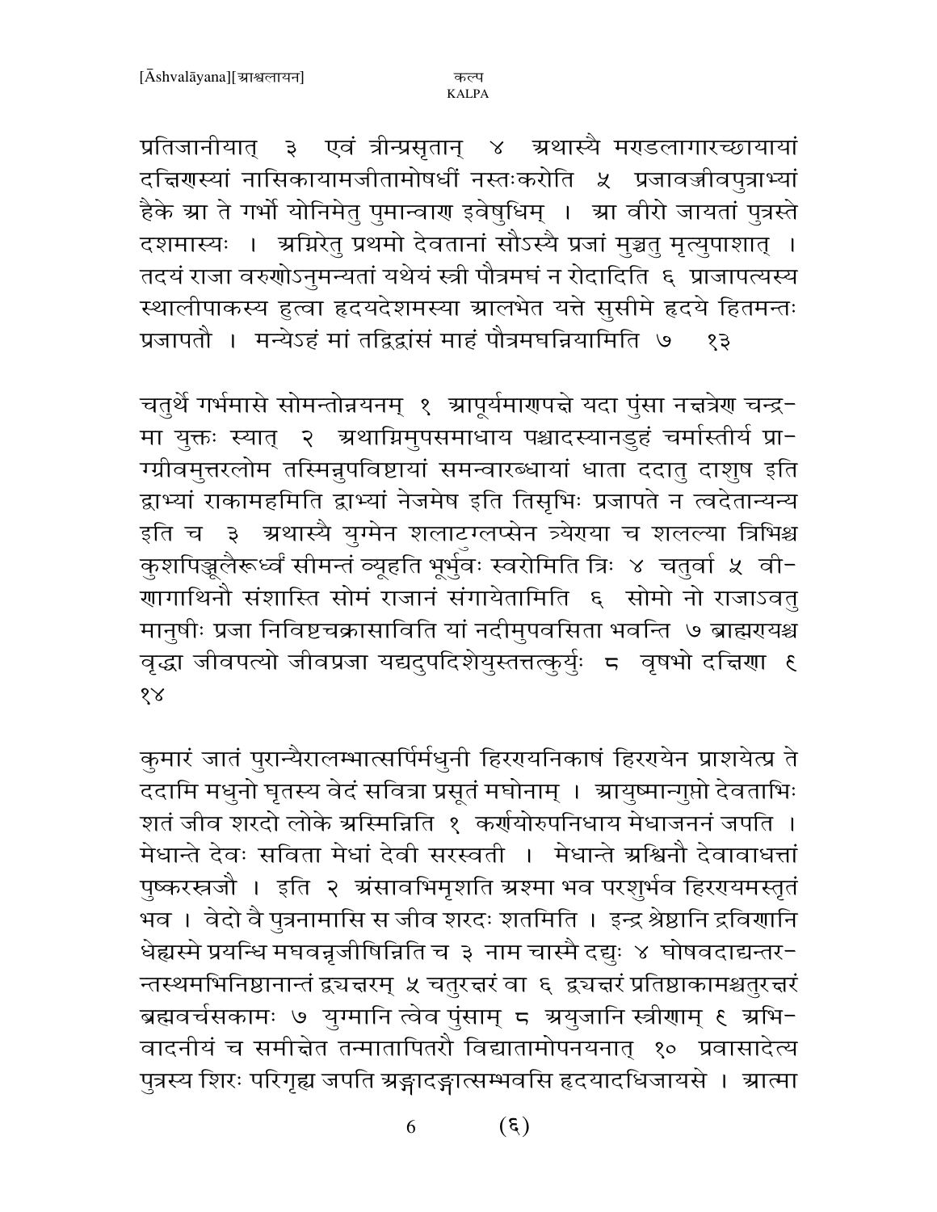प्रतिजानीयात् ३ एवं त्रीन्प्रसृतान् ४ अथास्यै मण्डलागारच्छायायां दक्षिणस्यां नासिकायामजीतामोषधीं नस्तःकरोति ५ प्रजावज्जीवपुत्राभ्यां हैके आ ते गर्भो योनिमेतु पुमान्वाण इवेषुधिम् । आ वीरो जायतां पुत्रस्ते दशमास्यः । अग्निरेतु प्रथमो देवतानां सोऽस्यै प्रजां मुञ्चतु मृत्युपाशात् । तदयं राजा वरुणोऽनुमन्यतां यथेयं स्त्री पौत्रमघं न रोदादिति ६ प्राजापत्यस्य स्थालीपाकस्य हुत्वा हृदयदेशमस्या आलभेत यत्ते सुसीमे हृदये हितमन्तः प्रजापतौ । मन्येऽहं मां तद्विद्वांसं माहं पौत्रमघन्नियामिति ७ १३

चतुर्थे गर्भमासे सोमन्तोन्नयनम् १ आपूर्यमाणपक्षे यदा पुंसा नक्षत्रेण चन्द्रमा युक्तः स्यात् २ अथाग्निमुपसमाधाय पश्चादस्यानडुहं चर्मास्तीर्य प्राग्ग्रीवमुत्तरलोम तस्मिन्नुपविष्टायां समन्वारब्धायां धाता ददातु दाशुष इति द्वाभ्यां राकामहमिति द्वाभ्यां नेजमेष इति तिसृभिः प्रजापते न त्वदेतान्यन्य इति च ३ अथास्यै युग्मेन शलाटुग्लप्सेन त्र्येण्या च शलल्या त्रिभिश्च कुशपिञ्जूलैरूर्ध्वं सीमन्तं व्यूहति भूर्भुवः स्वरोमिति त्रिः ४ चतुर्वा ५ वीणागाथिनौ संशास्ति सोमं राजानं संगायेतामिति ६ सोमो नो राजाऽवतु मानुषीः प्रजा निविष्टचक्रासाविति यां नदीमुपवसिता भवन्ति ७ ब्राह्मण्यश्च वृद्धा जीवपत्यो जीवप्रजा यद्यदुपदिशेयुस्तत्तत्कुर्युः ८ वृषभो दक्षिणा ९ १४

कुमारं जातं पुरान्यैरालम्भात्सर्पिर्मधुनी हिरण्यनिकाषं हिरण्येन प्राशयेत्प्र ते ददामि मधुनो घृतस्य वेदं सवित्रा प्रसूतं मघोनाम् । आयुष्मान्गुप्तो देवताभिः शतं जीव शरदो लोके अस्मिन्निति १ कर्णयोरुपनिधाय मेधाजननं जपति । मेधान्ते देवः सविता मेधां देवी सरस्वती । मेधान्ते अश्विनौ देवावाधत्तां पुष्करस्रजौ । इति २ अंसावभिमृशति अश्मा भव परशुर्भव हिरण्यमस्तृतं भव । वेदो वै पुत्रनामासि स जीव शरदः शतमिति । इन्द्र श्रेष्ठानि द्रविणानि धेह्यस्मे प्रयन्धि मघवन्नृजीषिन्निति च ३ नाम चास्मै दद्युः ४ घोषवदाद्यन्तरन्तस्थमभिनिष्ठानान्तं द्व्यक्षरम् ५ चतुरक्षरं वा ६ द्व्यक्षरं प्रतिष्ठाकामश्चतुरक्षरं ब्रह्मवर्चसकामः ७ युग्मानि त्वेव पुंसाम् ८ अयुजानि स्त्रीणाम् ९ अभिवादनीयं च समीक्षेत तन्मातापितरौ विद्यातामोपनयनात् १० प्रवासादेत्य पुत्रस्य शिरः परिगृह्य जपति अङ्गादङ्गात्सम्भवसि हृदयादधिजायसे । आत्मा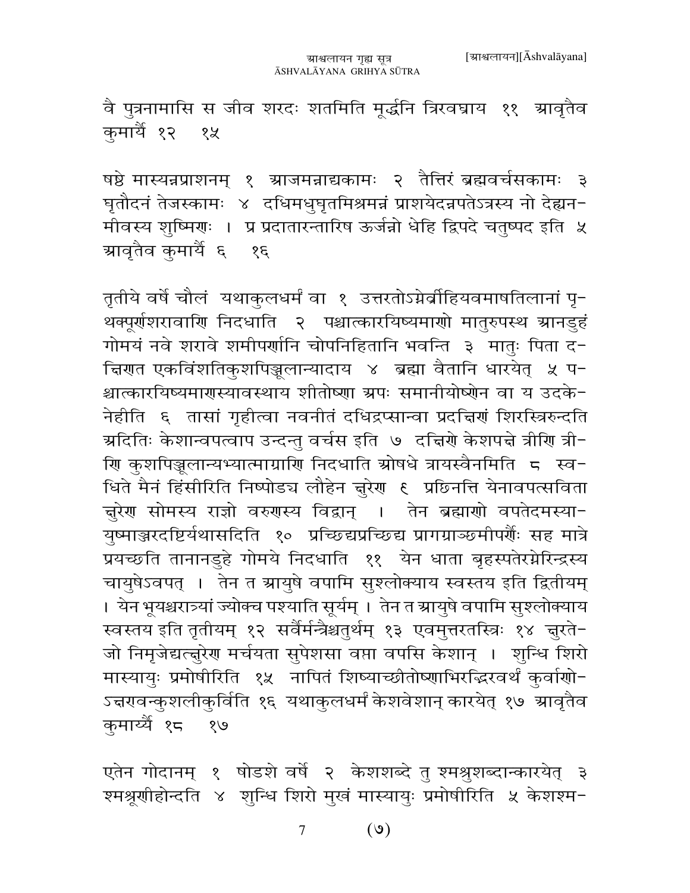वै पुत्रनामासि स जीव शरदः शतमिति मूर्द्धनि त्रिरवघ्राय  ११  आवृतैव कुमार्यै १२    १५

षष्ठे मास्यन्नप्राशनम्  १  आजमन्नाद्यकामः  २  तैत्तिरं ब्रह्मवर्चसकामः  ३  घृतौदनं तेजस्कामः  ४  दधिमधुघृतमिश्रमन्नं प्राशयेदन्नपतेऽन्नस्य नो देह्यन-मीवस्य शुष्मिणः ।  प्र प्रदातारन्तारिष ऊर्जन्नो धेहि द्विपदे चतुष्पद इति  ५  आवृतैव कुमार्यै ६    १६

तृतीये वर्षे चौलं  यथाकुलधर्मं वा  १  उत्तरतोऽग्नेर्व्रीहियवमाषतिलानां पृ-थक्पूर्णशरावाणि निदधाति  २  पश्चात्कारयिष्यमाणो मातुरुपस्थ आनडुहं गोमयं नवे शरावे शमीपर्णानि चोपनिहितानि भवन्ति  ३  मातुः पिता द-क्षिणत एकविंशतिकुशपिञ्जूलान्यादाय  ४  ब्रह्मा वैतानि धारयेत्  ५  प-श्चात्कारयिष्यमाणस्यावस्थाय शीतोष्णा अपः समानीयोष्णेन वा य उदके-नेहीति  ६  तासां गृहीत्वा नवनीतं दधिद्रप्सान्वा प्रदक्षिणं शिरस्त्रिरुन्दति अदितिः केशान्वपत्वाप उन्दन्तु वर्चस इति  ७  दक्षिणे केशपक्षे त्रीणि त्री-णि कुशपिञ्जूलान्यभ्यात्माग्राणि निदधाति ओषधे त्रायस्वैनमिति  ८  स्व-धिते मैनं हिंसीरिति निष्पोड्य लौहेन क्षुरेण  ९  प्रछिनत्ति येनावपत्सविता क्षुरेण सोमस्य राज्ञो वरुणस्य विद्वान्  ।  तेन ब्रह्माणो वपतेदमस्या-युष्माञ्जरदष्टिर्यथासदिति  १०  प्रच्छिद्यप्रच्छिद्य प्रागग्राञ्छमीपर्णैः सह मात्रे प्रयच्छति तानानडुहे गोमये निदधाति  ११  येन धाता बृहस्पतेरग्नेरिन्द्रस्य चायुषेऽवपत्  ।  तेन त आयुषे वपामि सुश्लोक्याय स्वस्तय इति द्वितीयम् ।  येन भूयश्चरात्र्यां ज्योक्च पश्याति सूर्यम् ।  तेन त आयुषे वपामि सुश्लोक्याय स्वस्तय इति तृतीयम्  १२  सर्वैर्मन्त्रैश्चतुर्थम्  १३  एवमुत्तरतस्त्रिः  १४  क्षुरते-जो निमृजेद्यत्क्षुरेण मर्चयता सुपेशसा वप्ता वपसि केशान्  ।  शुन्धि शिरो मास्यायुः प्रमोषीरिति  १५  नापितं शिष्याच्छीतोष्णाभिरद्भिरवर्थं कुर्वाणो-ऽक्षणवन्कुशलीकुर्विति  १६  यथाकुलधर्मं केशवेशान् कारयेत्  १७  आवृतैव कुमार्य्यै  १८    १७

एतेन गोदानम्  १  षोडशे वर्षे  २  केशशब्दे तु श्मश्रुशब्दान्कारयेत्  ३  श्मश्रूणीहोन्दति  ४  शुन्धि शिरो मुखं मास्यायुः प्रमोषीरिति  ५  केशश्म-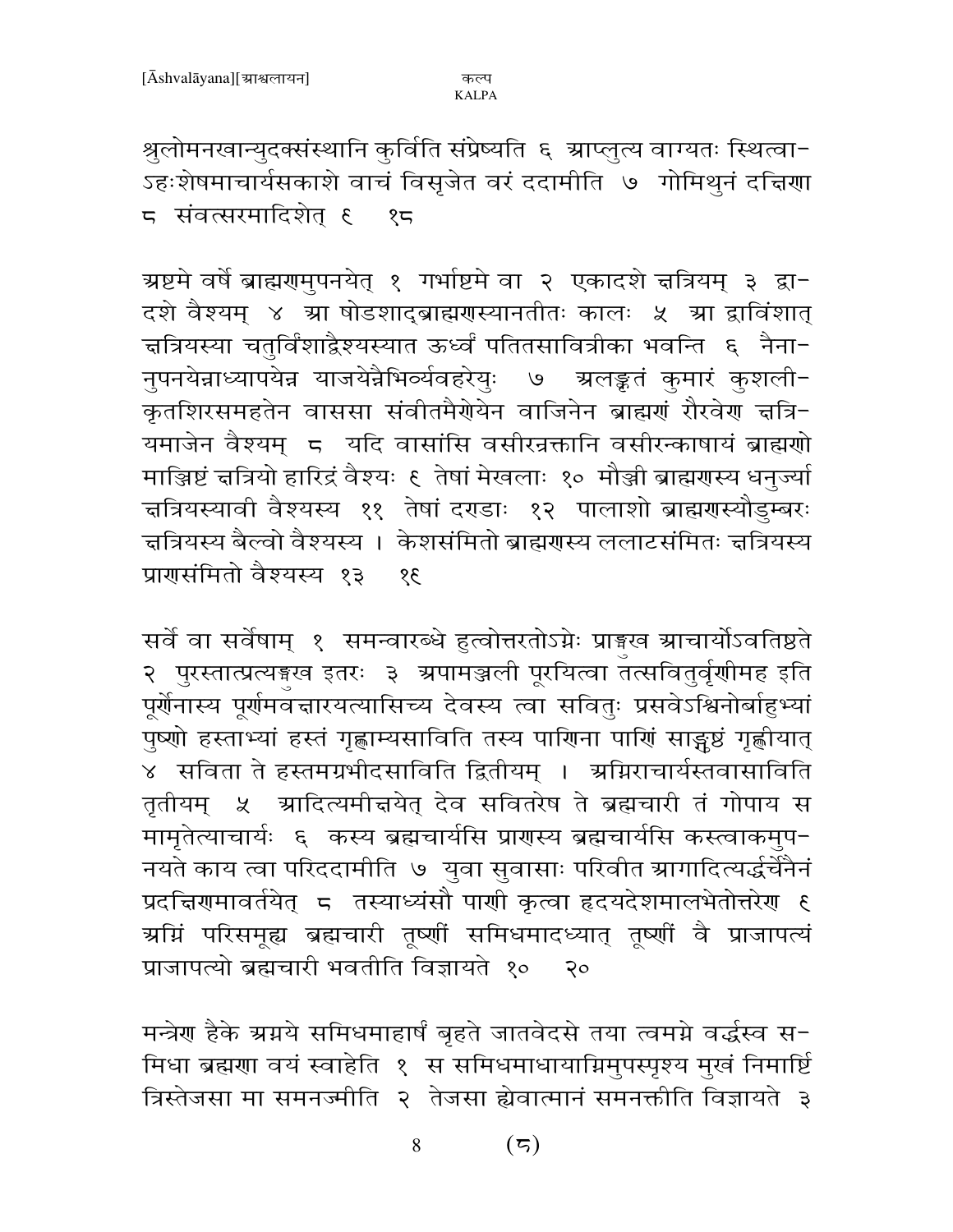श्रुलोमनखान्युदक्संस्थानि कुर्विति संप्रेष्यति ६ आप्लुत्य वाग्यतः स्थित्वा-ऽहःशेषमाचार्यसकाशे वाचं विसृजेत वरं ददामीति ७ गोमिथुनं दक्षिणा ८ संवत्सरमादिशेत् ९ १८

अष्टमे वर्षे ब्राह्मणमुपनयेत् १ गर्भाष्टमे वा २ एकादशे क्षत्रियम् ३ द्वा-दशे वैश्यम् ४ आ षोडशाद्ब्राह्मणस्यानतीतः कालः ५ आ द्वाविंशात् क्षत्रियस्या चतुर्विंशाद्वैश्यस्यात ऊर्ध्वं पतितसावित्रीका भवन्ति ६ नैना-नुपनयेन्नाध्यापयेन्न याजयेन्नैभिर्व्यवहरेयुः ७ अलङ्कृतं कुमारं कुशली-कृतशिरसमहतेन वाससा संवीतमैणेयेन वाजिनेन ब्राह्मणं रौरवेण क्षत्रि-यमाजेन वैश्यम् ८ यदि वासांसि वसीरन्रक्तानि वसीरन्काषायं ब्राह्मणो माञ्जिष्टं क्षत्रियो हारिद्रं वैश्यः ९ तेषां मेखलाः १० मौञ्जी ब्राह्मणस्य धनुर्ज्या क्षत्रियस्यावी वैश्यस्य ११ तेषां दण्डाः १२ पालाशो ब्राह्मणस्यौडुम्बरः क्षत्रियस्य बैल्वो वैश्यस्य । केशसंमितो ब्राह्मणस्य ललाटसंमितः क्षत्रियस्य प्राणसंमितो वैश्यस्य १३ १९

सर्वे वा सर्वेषाम् १ समन्वारब्धे हुत्वोत्तरतोऽग्नेः प्राङ्मुख आचार्योऽवतिष्ठते २ पुरस्तात्प्रत्यङ्मुख इतरः ३ अपामञ्जली पूरयित्वा तत्सवितुर्वृणीमह इति पूर्णेनास्य पूर्णमवक्षारयत्यासिच्य देवस्य त्वा सवितुः प्रसवेऽश्विनोर्बाहुभ्यां पुष्णो हस्ताभ्यां हस्तं गृह्णाम्यसाविति तस्य पाणिना पाणिं साङ्गुष्ठं गृह्णीयात् ४ सविता ते हस्तमग्रभीदसाविति द्वितीयम् । अग्निराचार्यस्तवासाविति तृतीयम् ५ आदित्यमीक्षयेत् देव सवितरेष ते ब्रह्मचारी तं गोपाय स मामृतेत्याचार्यः ६ कस्य ब्रह्मचार्यसि प्राणस्य ब्रह्मचार्यसि कस्त्वाकमुप-नयते काय त्वा परिददामीति ७ युवा सुवासाः परिवीत आगादित्यर्द्धर्चेनैनं प्रदक्षिणमावर्तयेत् ८ तस्याध्यंसौ पाणी कृत्वा हृदयदेशमालभेतोत्तरेण ९ अग्निं परिसमूह्य ब्रह्मचारी तूष्णीं समिधमादध्यात् तूष्णीं वै प्राजापत्यं प्राजापत्यो ब्रह्मचारी भवतीति विज्ञायते १० २०

मन्त्रेण हैके अग्नये समिधमाहार्षं बृहते जातवेदसे तया त्वमग्ने वर्द्धस्व स-मिधा ब्रह्मणा वयं स्वाहेति १ स समिधमाधायाग्निमुपस्पृश्य मुखं निमार्ष्टि त्रिस्तेजसा मा समनज्मीति २ तेजसा ह्येवात्मानं समनक्तीति विज्ञायते ३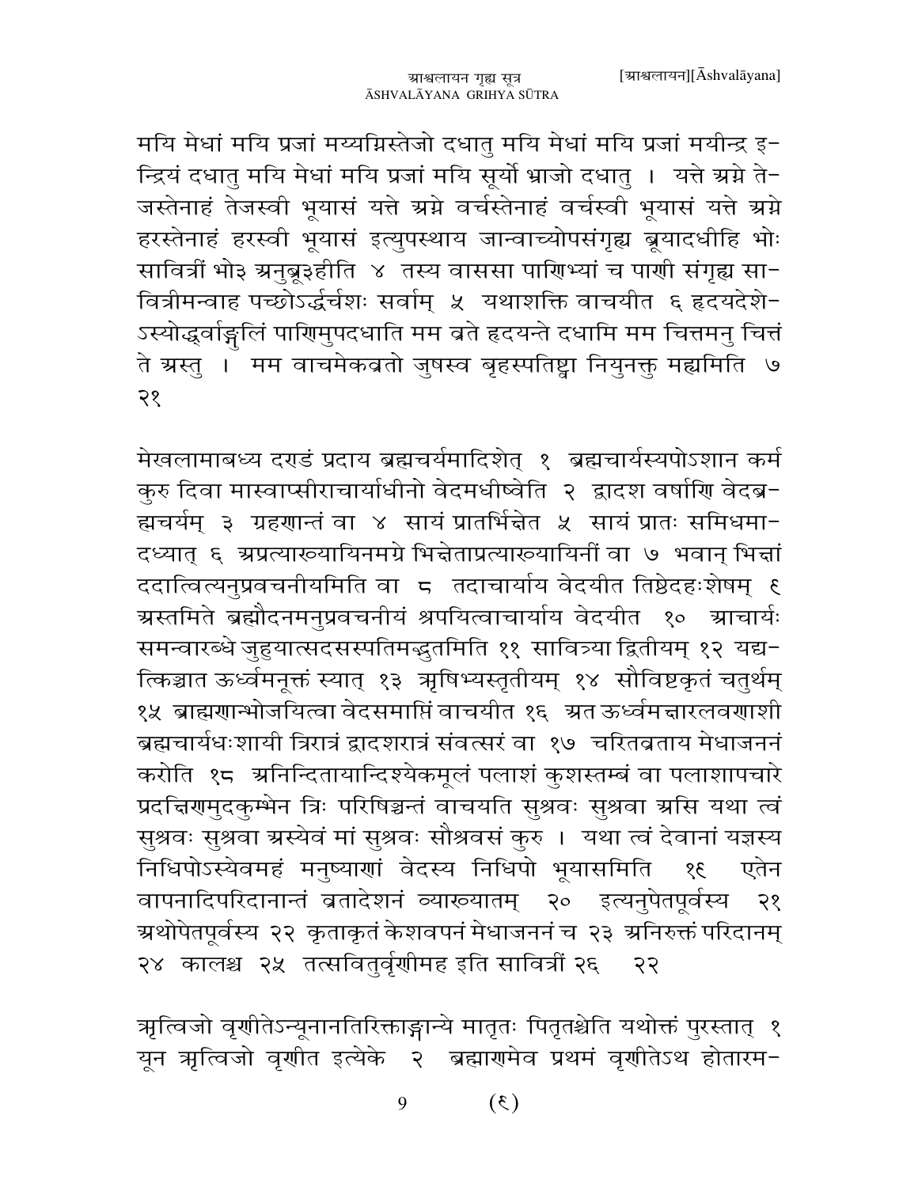मयि मेधां मयि प्रजां मय्यग्निस्तेजो दधातु मयि मेधां मयि प्रजां मयीन्द्र इ-न्द्रियं दधातु मयि मेधां मयि प्रजां मयि सूर्यो भ्राजो दधातु । यत्ते अग्ने ते-जस्तेनाहं तेजस्वी भूयासं यत्ते अग्ने वर्चस्तेनाहं वर्चस्वी भूयासं यत्ते अग्ने हरस्तेनाहं हरस्वी भूयासं इत्युपस्थाय जान्वाच्योपसंगृह्य ब्रूयादधीहि भोः सावित्रीं भो३ अनुब्रू३हीति ४ तस्य वाससा पाणिभ्यां च पाणी संगृह्य सा-वित्रीमन्वाह पच्छोऽर्द्धर्चशः सर्वाम् ५ यथाशक्ति वाचयीत ६ हृदयदेशे-ऽस्योद्ध्वाङ्गुलिं पाणिमुपदधाति मम व्रते हृदयन्ते दधामि मम चित्तमनु चित्तं ते अस्तु । मम वाचमेकव्रतो जुषस्व बृहस्पतिष्ट्वा नियुनक्तु मह्यमिति ७ २१

मेखलामाबध्य दण्डं प्रदाय ब्रह्मचर्यमादिशेत् १ ब्रह्मचार्यस्यपोऽशान कर्म कुरु दिवा मास्वाप्सीराचार्याधीनो वेदमधीष्वेति २ द्वादश वर्षाणि वेदब्र-ह्मचर्यम् ३ ग्रहणान्तं वा ४ सायं प्रातर्भिक्षेत ५ सायं प्रातः समिधमा-दध्यात् ६ अप्रत्याख्यायिनमग्रे भिक्षेताप्रत्याख्यायिनीं वा ७ भवान् भिक्षां ददात्वित्यनुप्रवचनीयमिति वा ८ तदाचार्याय वेदयीत तिष्ठेदहःशेषम् ९ अस्तमिते ब्रह्मौदनमनुप्रवचनीयं श्रपयित्वाचार्याय वेदयीत १० आचार्यः समन्वारब्धे जुहुयात्सदसस्पतिमद्भुतमिति ११ सावित्र्या द्वितीयम् १२ यद्य-त्किञ्चात ऊर्ध्वमनूक्तं स्यात् १३ ऋषिभ्यस्तृतीयम् १४ सौविष्टकृतं चतुर्थम् १५ ब्राह्मणान्भोजयित्वा वेदसमाप्तिं वाचयीत १६ अत ऊर्ध्वमक्षारलवणाशी ब्रह्मचार्यधःशायी त्रिरात्रं द्वादशरात्रं संवत्सरं वा १७ चरितव्रताय मेधाजननं करोति १८ अनिन्दितायान्दिश्येकमूलं पलाशं कुशस्तम्बं वा पलाशापचारे प्रदक्षिणमुदकुम्भेन त्रिः परिषिञ्चन्तं वाचयति सुश्रवः सुश्रवा असि यथा त्वं सुश्रवः सुश्रवा अस्येवं मां सुश्रवः सौश्रवसं कुरु । यथा त्वं देवानां यज्ञस्य निधिपोऽस्येवमहं मनुष्याणां वेदस्य निधिपो भूयासमिति १९ एतेन वापनादिपरिदानान्तं व्रतादेशनं व्याख्यातम् २० इत्यनुपेतपूर्वस्य २१ अथोपेतपूर्वस्य २२ कृताकृतं केशवपनं मेधाजननं च २३ अनिरुक्तं परिदानम् २४ कालश्च २५ तत्सवितुर्वृणीमह इति सावित्रीं २६ २२

ऋत्विजो वृणीतेऽन्यूनानतिरिक्ताङ्गान्ये मातृतः पितृतश्चेति यथोक्तं पुरस्तात् १ यून ऋत्विजो वृणीत इत्येके २ ब्रह्माणमेव प्रथमं वृणीतेऽथ होतारम-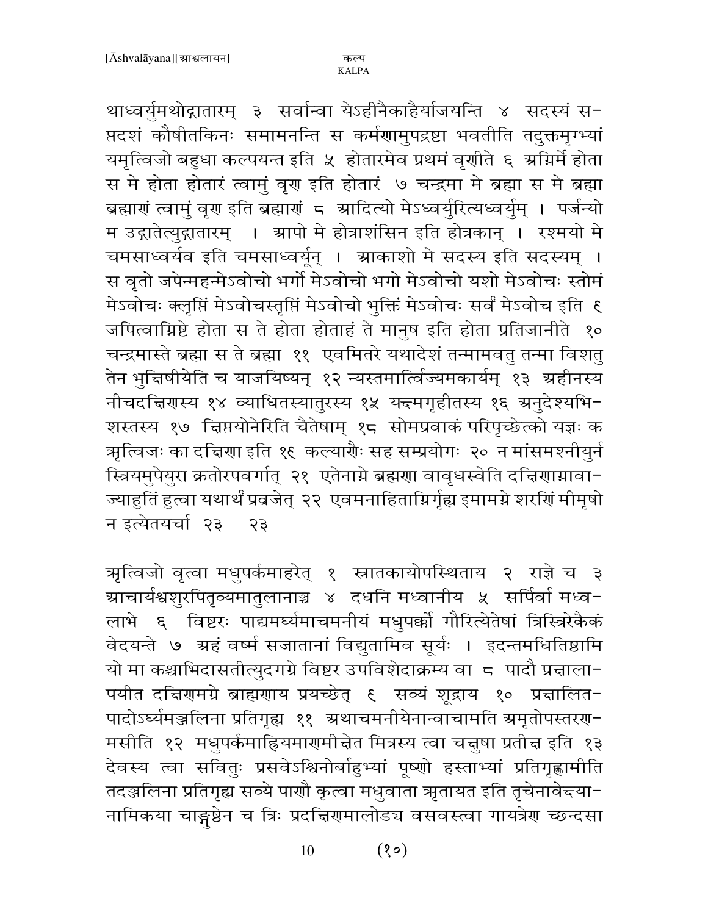थाध्वर्युमथोद्गातारम् ३ सर्वान्वा येऽहीनैकाहैर्याजयन्ति ४ सदस्यं सप्तदशं कौषीतकिनः समामनन्ति स कर्मणामुपद्रष्टा भवतीति तदुक्तमृग्भ्यां यमृत्विजो बहुधा कल्पयन्त इति ५ होतारमेव प्रथमं वृणीते ६ अग्निर्मे होता स मे होता होतारं त्वामुं वृण इति होतारं ७ चन्द्रमा मे ब्रह्मा स मे ब्रह्मा ब्रह्माणं त्वामुं वृण इति ब्रह्माणं ८ आदित्यो मेऽध्वर्युरित्यध्वर्युम् । पर्जन्यो म उद्गातेत्युद्गातारम् । आपो मे होत्राशंसिन इति होत्रकान् । रश्मयो मे चमसाध्वर्यव इति चमसाध्वर्यून् । आकाशो मे सदस्य इति सदस्यम् । स वृतो जपेन्महन्मेऽवोचो भर्गो मेऽवोचो भगो मेऽवोचो यशो मेऽवोचः स्तोमं मेऽवोचः क्लृप्तिं मेऽवोचस्तृप्तिं मेऽवोचो भुक्तिं मेऽवोचः सर्वं मेऽवोच इति ९ जपित्वाग्निष्टे होता स ते होता होताहं ते मानुष इति होता प्रतिजानीते १० चन्द्रमास्ते ब्रह्मा स ते ब्रह्मा ११ एवमितरे यथादेशं तन्मामवतु तन्मा विशतु तेन भुक्षिषीयेति च याजयिष्यन् १२ न्यस्तमार्त्विज्यमकार्यम् १३ अहीनस्य नीचदक्षिणस्य १४ व्याधितस्यातुरस्य १५ यक्ष्मगृहीतस्य १६ अनुदेश्यभिशस्तस्य १७ क्षिप्तयोनेरिति चैतेषाम् १८ सोमप्रवाकं परिपृच्छेत्को यज्ञः क ऋत्विजः का दक्षिणा इति १९ कल्याणैः सह सम्प्रयोगः २० न मांसमश्नीयुर्न स्त्रियमुपेयुरा क्रतोरपवर्गात् २१ एतेनाग्ने ब्रह्मणा वावृधस्वेति दक्षिणाग्नावाज्याहुतिं हुत्वा यथार्थं प्रव्रजेत् २२ एवमनाहिताग्निर्गृह्य इमामग्ने शरणिं मीमृषो न इत्येतयर्चा २३ २३

ऋत्विजो वृत्वा मधुपर्कमाहरेत् १ स्नातकायोपस्थिताय २ राज्ञे च ३ आचार्यश्वशुरपितृव्यमातुलानाञ्च ४ दधनि मध्वानीय ५ सर्पिर्वा मध्वलाभे ६ विष्टरः पाद्यमर्घ्यमाचमनीयं मधुपर्को गौरित्येतेषां त्रिस्त्रिरेकैकं वेदयन्ते ७ अहं वर्ष्म सजातानां विद्युतामिव सूर्यः । इदन्तमधितिष्ठामि यो मा कश्चाभिदासतीत्युदगग्रे विष्टर उपविशेदाक्रम्य वा ८ पादौ प्रक्षालापयीत दक्षिणमग्रे ब्राह्मणाय प्रयच्छेत् ९ सव्यं शूद्राय १० प्रक्षालितपादोऽर्घ्यमञ्जलिना प्रतिगृह्य ११ अथाचमनीयेनान्वाचामति अमृतोपस्तरणमसीति १२ मधुपर्कमाह्रियमाणमीक्षेत मित्रस्य त्वा चक्षुषा प्रतीक्ष इति १३ देवस्य त्वा सवितुः प्रसवेऽश्विनोर्बाहुभ्यां पूष्णो हस्ताभ्यां प्रतिगृह्णामीति तदञ्जलिना प्रतिगृह्य सव्ये पाणौ कृत्वा मधुवाता ऋतायत इति तृचेनावेक्ष्यानामिकया चाङ्गुष्ठेन च त्रिः प्रदक्षिणमालोड्य वसवस्त्वा गायत्रेण च्छन्दसा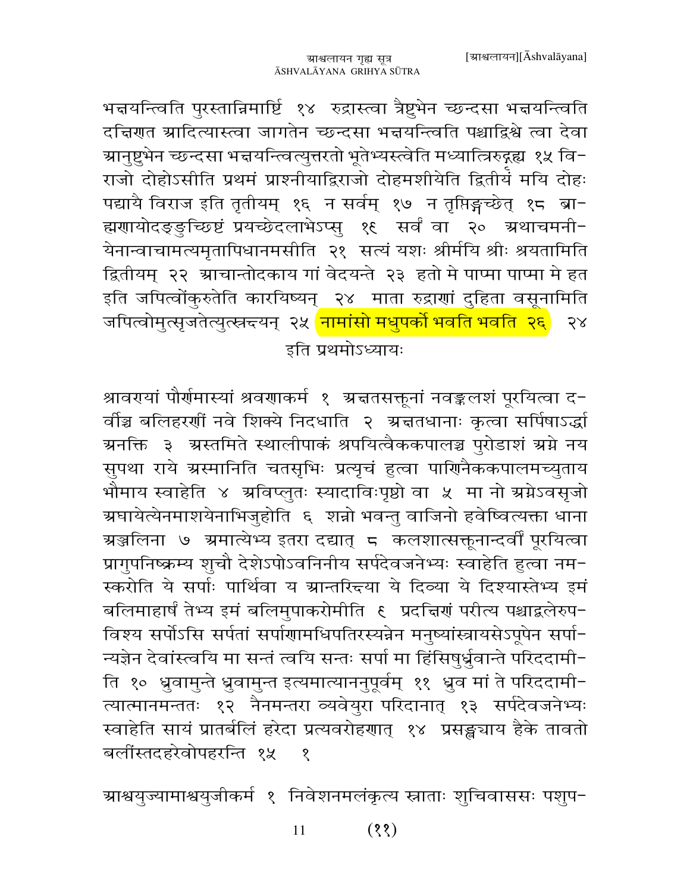भक्षयन्त्विति पुरस्तान्निमार्ष्टि १४ रुद्रास्त्वा त्रैष्टुभेन च्छन्दसा भक्षयन्त्विति दक्षिणत आदित्यास्त्वा जागतेन च्छन्दसा भक्षयन्त्विति पश्चाद्विश्वे त्वा देवा आनुष्टुभेन च्छन्दसा भक्षयन्त्वित्युत्तरतो भूतेभ्यस्त्वेति मध्यात्त्रिरुद्गृह्य १५ विराजो दोहोऽसीति प्रथमं प्राश्नीयाद्विराजो दोहमशीयेति द्वितीयं मयि दोहः पद्यायै विराज इति तृतीयम् १६ न सर्वम् १७ न तृप्तिङ्गच्छेत् १८ ब्राह्मणायोदङ्ङुच्छिष्टं प्रयच्छेदलाभेऽप्सु १९ सर्वं वा २० अथाचमनीयेनान्वाचामत्यमृतापिधानमसीति २१ सत्यं यशः श्रीर्मयि श्रीः श्रयतामिति द्वितीयम् २२ आचान्तोदकाय गां वेदयन्ते २३ हतो मे पाप्मा पाप्मा मे हत इति जपित्वोंकुरुतेति कारयिष्यन् २४ माता रुद्राणां दुहिता वसूनामिति जपित्वोमुत्सृजतेत्युत्स्रक्ष्यन् २५ नामांसो मधुपर्को भवति भवति २६ २४

इति प्रथमोऽध्यायः

श्रावण्यां पौर्णमास्यां श्रवणाकर्म १ अक्षतसक्तूनां नवङ्कलशं पूरयित्वा दर्वीञ्च बलिहरणीं नवे शिक्ये निदधाति २ अक्षतधानाः कृत्वा सर्पिषाऽर्द्धा अनक्ति ३ अस्तमिते स्थालीपाकं श्रपयित्वैककपालञ्च पुरोडाशं अग्ने नय सुपथा राये अस्मानिति चतसृभिः प्रत्यृचं हुत्वा पाणिनैककपालमच्युताय भौमाय स्वाहेति ४ अविप्लुतः स्यादाविःपृष्ठो वा ५ मा नो अग्नेऽवसृजो अघायेत्येनमाशयेनाभिजुहोति ६ शन्नो भवन्तु वाजिनो हवेष्वित्यक्ता धाना अञ्जलिना ७ अमात्येभ्य इतरा दद्यात् ८ कलशात्सक्तूनान्दर्वीं पूरयित्वा प्रागुपनिष्क्रम्य शुचौ देशेऽपोऽवनिनीय सर्पदेवजनेभ्यः स्वाहेति हुत्वा नमस्करोति ये सर्पाः पार्थिवा य आन्तरिक्षया ये दिव्या ये दिश्यास्तेभ्य इमं बलिमाहार्षं तेभ्य इमं बलिमुपाकरोमीति ९ प्रदक्षिणं परीत्य पश्चाद्बलेरुपविश्य सर्पोऽसि सर्पतां सर्पाणामधिपतिरस्यन्नेन मनुष्यांस्त्रायसेऽपूपेन सर्पान्यज्ञेन देवांस्त्वयि मा सन्तं त्वयि सन्तः सर्पा मा हिंसिषुर्ध्रुवान्ते परिददामीति १० ध्रुवामुन्ते ध्रुवामुन्त इत्यमात्याननुपूर्वम् ११ ध्रुव मां ते परिददामीत्यात्मानमन्ततः १२ नैनमन्तरा व्यवेयुरा परिदानात् १३ सर्पदेवजनेभ्यः स्वाहेति सायं प्रातर्बलिं हरेदा प्रत्यवरोहणात् १४ प्रसङ्ख्याय हैके तावतो बलींस्तदहरेवोपहरन्ति १५ १

आश्वयुज्यामाश्वयुजीकर्म १ निवेशनमलंकृत्य स्नाताः शुचिवाससः पशुप-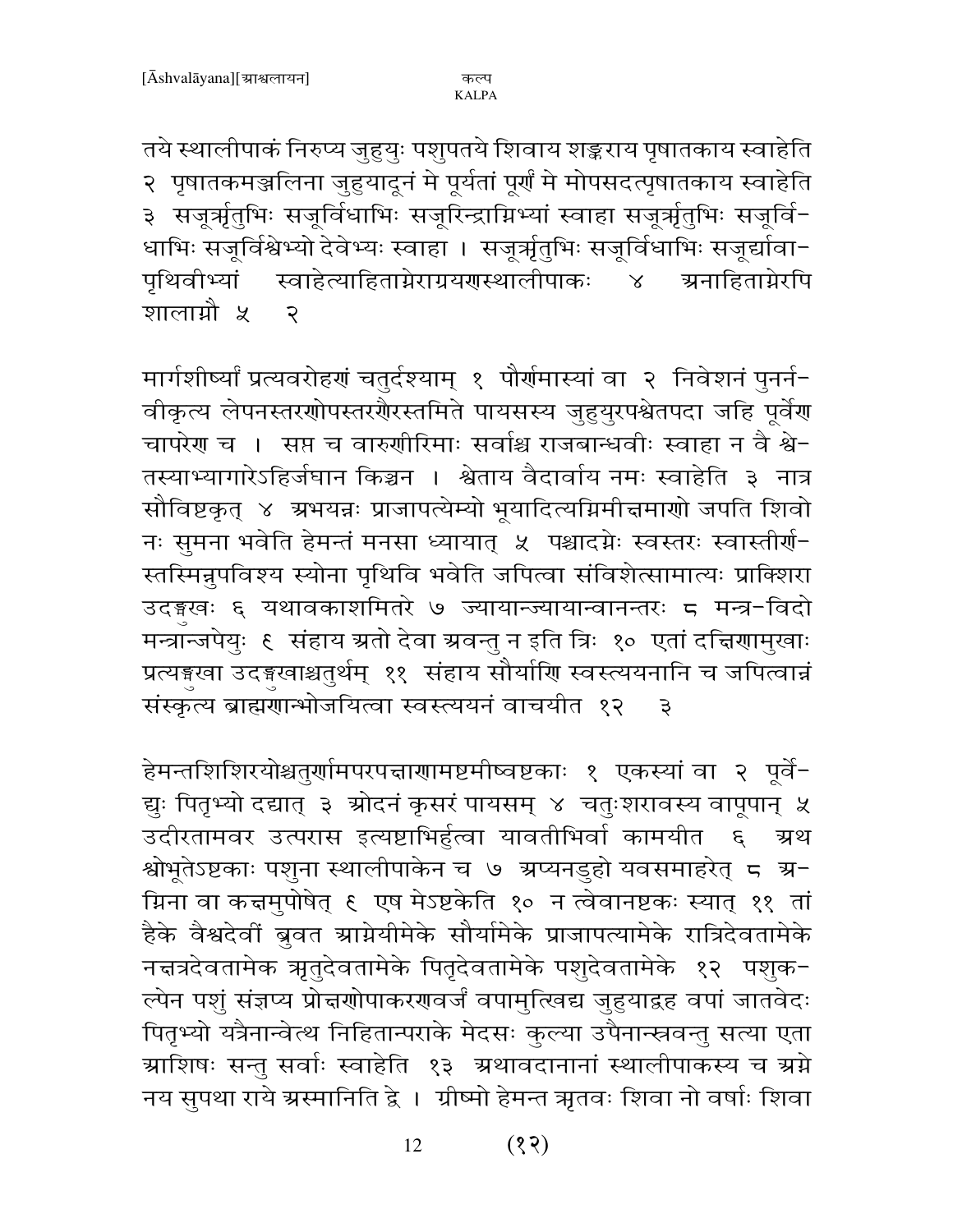तये स्थालीपाकं निरुप्य जुहुयुः पशुपतये शिवाय शङ्कराय पृषातकाय स्वाहेति २ पृषातकमञ्जलिना जुहुयादूनं मे पूर्यतां पूर्णं मे मोपसदत्पृषातकाय स्वाहेति ३ सजूर्ऋतुभिः सजूर्विधाभिः सजूरिन्द्राग्निभ्यां स्वाहा सजूर्ऋतुभिः सजूर्विधाभिः सजूर्विश्वेभ्यो देवेभ्यः स्वाहा । सजूर्ऋतुभिः सजूर्विधाभिः सजूर्द्यावापृथिवीभ्यां स्वाहेत्याहिताग्नेराग्रयणस्थालीपाकः ४ अनाहिताग्नेरपि शालाग्नौ ५ २

मार्गशीर्ष्यां प्रत्यवरोहणं चतुर्दश्याम् १ पौर्णमास्यां वा २ निवेशनं पुनर्नवीकृत्य लेपनस्तरणोपस्तरणैरस्तमिते पायसस्य जुहुयुरपश्वेतपदा जहि पूर्वेण चापरेण च । सप्त च वारुणीरिमाः सर्वाश्च राजबान्धवीः स्वाहा न वै श्वेतस्याभ्यागारेऽहिर्जघान किञ्चन । श्वेताय वैदार्वाय नमः स्वाहेति ३ नात्र सौविष्टकृत् ४ अभयन्नः प्राजापत्येभ्यो भूयादित्यग्निमीक्षमाणो जपति शिवो नः सुमना भवेति हेमन्तं मनसा ध्यायात् ५ पश्चादग्नेः स्वस्तरः स्वास्तीर्णस्तस्मिन्नुपविश्य स्योना पृथिवि भवेति जपित्वा संविशेत्सामात्यः प्राक्शिरा उदङ्मुखः ६ यथावकाशमितरे ७ ज्यायान्ज्यायान्वानन्तरः ८ मन्त्र-विदो मन्त्रान्जपेयुः ९ संहाय अतो देवा अवन्तु न इति त्रिः १० एतां दक्षिणामुखाः प्रत्यङ्मुखा उदङ्मुखाश्चतुर्थम् ११ संहाय सौर्याणि स्वस्त्ययनानि च जपित्वान्नं संस्कृत्य ब्राह्मणान्भोजयित्वा स्वस्त्ययनं वाचयीत १२ ३

हेमन्तशिशिरयोश्चतुर्णामपरपक्षाणामष्टमीष्वष्टकाः १ एकस्यां वा २ पूर्वेद्युः पितृभ्यो दद्यात् ३ ओदनं कृसरं पायसम् ४ चतुःशरावस्य वापूपान् ५ उदीरतामवर उत्परास इत्यष्टाभिर्हुत्वा यावतीभिर्वा कामयीत ६ अथ श्वोभूतेऽष्टकाः पशुना स्थालीपाकेन च ७ अप्यनडुहो यवसमाहरेत् ८ अग्निना वा कक्षमुपोषेत् ९ एष मेऽष्टकेति १० न त्वेवानष्टकः स्यात् ११ तां हैके वैश्वदेवीं ब्रुवत आग्नेयीमेके सौर्यामेके प्राजापत्यामेके रात्रिदेवतामेके नक्षत्रदेवतामेक ऋतुदेवतामेके पितृदेवतामेके पशुदेवतामेके १२ पशुकल्पेन पशुं संज्ञप्य प्रोक्षणोपाकरणवर्जं वपामुत्खिद्य जुहुयाद्वह वपां जातवेदः पितृभ्यो यत्रैनान्वेत्थ निहितान्पराके मेदसः कुल्या उपैनान्स्रवन्तु सत्या एता आशिषः सन्तु सर्वाः स्वाहेति १३ अथावदानानां स्थालीपाकस्य च अग्ने नय सुपथा राये अस्मानिति द्वे । ग्रीष्मो हेमन्त ऋतवः शिवा नो वर्षाः शिवा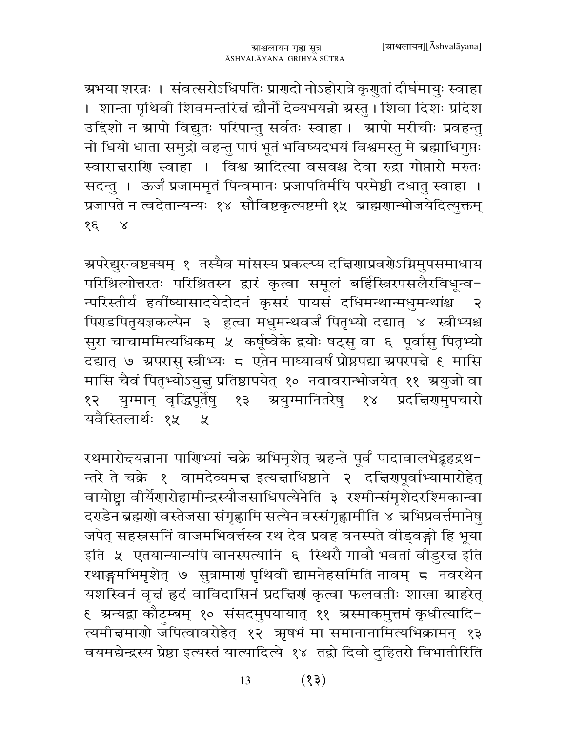अभया शरन्नः । संवत्सरोऽधिपतिः प्राणदो नोऽहोरात्रे कृणुतां दीर्घमायुः स्वाहा । शान्ता पृथिवी शिवमन्तरिक्षं द्यौर्नो देव्यभयन्नो अस्तु । शिवा दिशः प्रदिश उद्दिशो न आपो विद्युतः परिपान्तु सर्वतः स्वाहा । आपो मरीचीः प्रवहन्तु नो धियो धाता समुद्रो वहन्तु पापं भूतं भविष्यदभयं विश्वमस्तु मे ब्रह्माधिगुप्तः स्वाराक्षराणि स्वाहा । विश्व आदित्या वसवश्च देवा रुद्रा गोप्तारो मरुतः सदन्तु । ऊर्जं प्रजाममृतं पिन्वमानः प्रजापतिर्मयि परमेष्ठी दधातु स्वाहा । प्रजापते न त्वदेतान्यन्यः १४ सौविष्टकृत्यष्टमी १५ ब्राह्मणान्भोजयेदित्युक्तम् १६ ४

अपरेद्युरन्वष्टक्यम् १ तस्यैव मांसस्य प्रकल्प्य दक्षिणाप्रवणेऽग्निमुपसमाधाय परिश्रित्योत्तरतः परिश्रितस्य द्वारं कृत्वा समूलं बर्हिस्त्रिरपसलैरविधून्वन्परिस्तीर्य हवींष्यासादयेदोदनं कृसरं पायसं दधिमन्थान्मधुमन्थांश्च २ पिण्डपितृयज्ञकल्पेन ३ हुत्वा मधुमन्थवर्जं पितृभ्यो दद्यात् ४ स्त्रीभ्यश्च सुरा चाचाममित्यधिकम् ५ कर्षूष्वेके द्वयोः षट्सु वा ६ पूर्वासु पितृभ्यो दद्यात् ७ अपरासु स्त्रीभ्यः ८ एतेन माघ्यावर्षं प्रोष्ठपद्या अपरपक्षे ९ मासि मासि चैवं पितृभ्योऽयुक्षु प्रतिष्ठापयेत् १० नवावरान्भोजयेत् ११ अयुजो वा १२ युग्मान् वृद्धिपूर्तेषु १३ अयुग्मानितरेषु १४ प्रदक्षिणमुपचारो यवैस्तिलार्थः १५ ५

रथमारोक्ष्यन्नाना पाणिभ्यां चक्रे अभिमृशेत् अहन्ते पूर्वं पादावालभेद्बृहद्रथन्तरे ते चक्रे १ वामदेव्यमक्ष इत्यक्षाधिष्ठाने २ दक्षिणपूर्वाभ्यामारोहेत् वायोष्ट्वा वीर्येणारोहामीन्द्रस्यौजसाधिपत्येनेति ३ रश्मीन्संमृशेदरश्मिकान्वा दण्डेन ब्रह्मणो वस्तेजसा संगृह्णामि सत्येन वस्संगृह्णामीति ४ अभिप्रवर्त्तमानेषु जपेत् सहस्रसनिं वाजमभिवर्त्तस्व रथ देव प्रवह वनस्पते वीड्वङ्गो हि भूया इति ५ एतयान्यान्यपि वानस्पत्यानि ६ स्थिरौ गावौ भवतां वीडुरक्ष इति रथाङ्गमभिमृशेत् ७ सुत्रामाणं पृथिवीं द्यामनेहसमिति नावम् ८ नवरथेन यशस्विनं वृक्षं ह्रदं वाविदासिनं प्रदक्षिणं कृत्वा फलवतीः शाखा आहरेत् ९ अन्यद्वा कौटुम्बम् १० संसदमुपयायात् ११ अस्माकमुत्तमं कृधीत्यादित्यमीक्षमाणो जपित्वावरोहेत् १२ ऋषभं मा समानानामित्यभिक्रामन् १३ वयमद्येन्द्रस्य प्रेष्ठा इत्यस्तं यात्यादित्ये १४ तद्वो दिवो दुहितरो विभातीरिति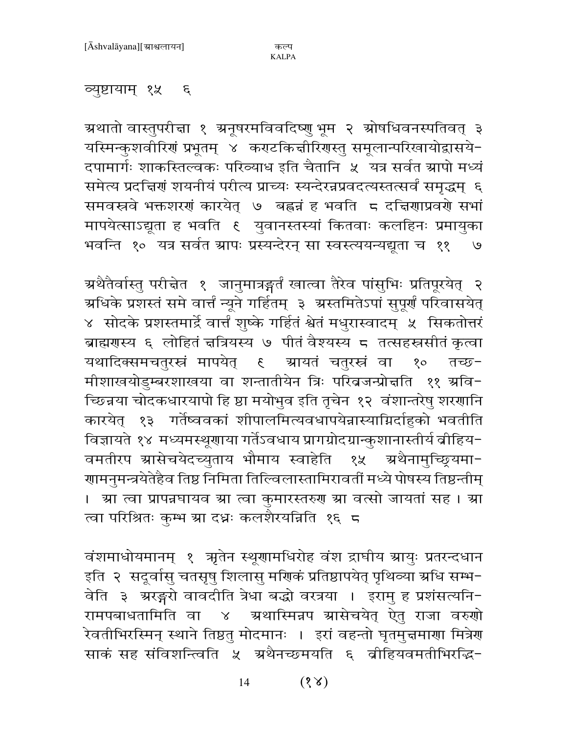व्युष्टायाम् १५ ६

अथातो वास्तुपरीक्षा १ अनूषरमविवदिष्णु भूम २ ओषधिवनस्पतिवत् ३ यस्मिन्कुशवीरिणं प्रभूतम् ४ कण्टकिक्षीरिणस्तु समूलान्परिखायोद्वासये-दपामार्गः शाकस्तिल्वकः परिव्याध इति चैतानि ५ यत्र सर्वत आपो मध्यं समेत्य प्रदक्षिणं शयनीयं परीत्य प्राच्यः स्यन्देरन्नप्रवदत्यस्तत्सर्वं समृद्धम् ६ समवस्त्रवे भक्तशरणं कारयेत् ७ बह्वन्नं ह भवति ८ दक्षिणाप्रवणे सभां मापयेत्साऽद्यूता ह भवति ९ युवानस्तस्यां कितवाः कलहिनः प्रमायुका भवन्ति १० यत्र सर्वत आपः प्रस्यन्देरन् सा स्वस्त्ययन्यद्यूता च ११ ७

अथैतैर्वास्तु परीक्षेत १ जानुमात्रङ्गर्तं खात्वा तैरेव पांसुभिः प्रतिपूरयेत् २ अधिके प्रशस्तं समे वार्त्तं न्यूने गर्हितम् ३ अस्तमितेऽपां सुपूर्णं परिवासयेत् ४ सोदके प्रशस्तमार्द्रे वार्त्तं शुष्के गर्हितं श्वेतं मधुरास्वादम् ५ सिकतोत्तरं ब्राह्मणस्य ६ लोहितं क्षत्रियस्य ७ पीतं वैश्यस्य ८ तत्सहस्त्रसीतं कृत्वा यथादिक्समचतुरस्त्रं मापयेत् ९ आयतं चतुरस्त्रं वा १० तच्छ-मीशाखयोडुम्बरशाखया वा शन्तातीयेन त्रिः परिव्रजन्प्रोक्षति ११ अवि-च्छिन्नया चोदकधारयापो हि ष्ठा मयोभुव इति तृचेन १२ वंशान्तरेषु शरणानि कारयेत् १३ गर्तेष्ववकां शीपालमित्यवधापयेन्नास्याग्निर्दाहुको भवतीति विज्ञायते १४ मध्यमस्थूणाया गर्तेऽवधाय प्रागग्रोदगग्रान्कुशानास्तीर्य व्रीहिय-वमतीरप आसेचयेदच्युताय भौमाय स्वाहेति १५ अथैनामुच्छ्रियमा-णामनुमन्त्रयेतेहैव तिष्ठ निमिता तिल्विलास्तामिरावतीं मध्ये पोषस्य तिष्ठन्तीम् । आ त्वा प्रापन्नघायव आ त्वा कुमारस्तरुण आ वत्सो जायतां सह । आ त्वा परिश्रितः कुम्भ आ दध्नः कलशैरयन्निति १६ ८

वंशमाधोयमानम् १ ऋतेन स्थूणामधिरोह वंश द्राघीय आयुः प्रतरन्दधान इति २ सदूर्वासु चतसृषु शिलासु मणिकं प्रतिष्ठापयेत् पृथिव्या अधि सम्भ-वेति ३ अरङ्गरो वावदीति त्रेधा बद्धो वरत्रया । इरामु ह प्रशंसत्यनि-रामपबाधतामिति वा ४ अथास्मिन्नप आसेचयेत् ऐतु राजा वरुणो रेवतीभिरस्मिन् स्थाने तिष्ठतु मोदमानः । इरां वहन्तो घृतमुक्षमाणा मित्रेण साकं सह संविशन्त्विति ५ अथैनच्छमयति ६ व्रीहियवमतीभिरद्भि-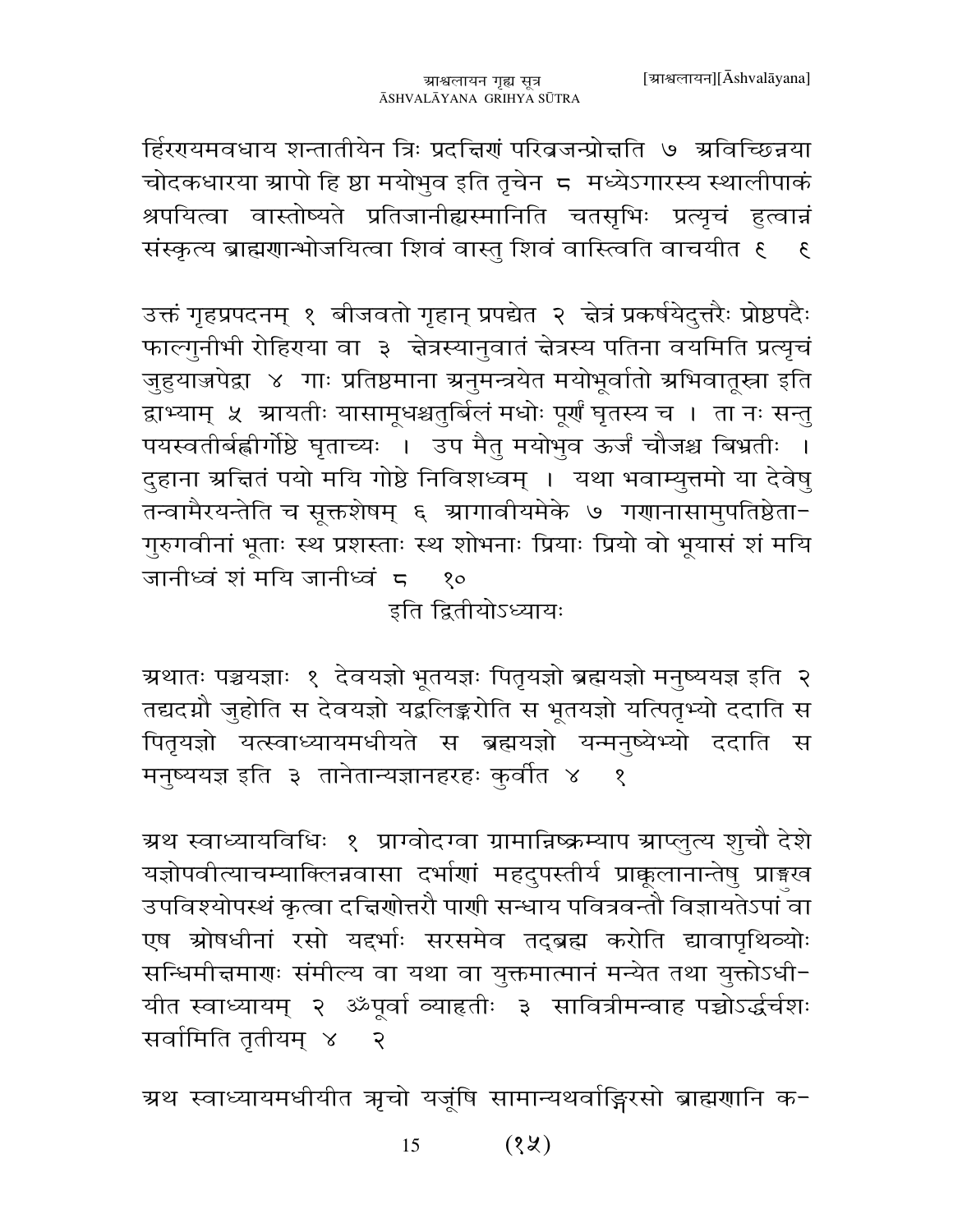हिरण्यमवधाय शन्तातीयेन त्रिः प्रदक्षिणं परिव्रजन्प्रोक्षति ७ अविच्छिन्नया चोदकधारया आपो हि ष्ठा मयोभुव इति तृचेन ८ मध्येऽगारस्य स्थालीपाकं श्रपयित्वा वास्तोष्पते प्रतिजानीह्यस्मानिति चतसृभिः प्रत्यृचं हुत्वान्नं संस्कृत्य ब्राह्मणान्भोजयित्वा शिवं वास्तु शिवं वास्त्विति वाचयीत ९ ९

उक्तं गृहप्रपदनम् १ बीजवतो गृहान् प्रपद्येत २ क्षेत्रं प्रकर्षयेदुत्तरैः प्रोष्ठपदैः फाल्गुनीभी रोहिण्या वा ३ क्षेत्रस्यानुवातं क्षेत्रस्य पतिना वयमिति प्रत्यृचं जुहुयाज्जपेद्वा ४ गाः प्रतिष्ठमाना अनुमन्त्रयेत मयोभूर्वातो अभिवातूस्रा इति द्वाभ्याम् ५ आयतीः यासामूधश्चतुर्बिलं मधोः पूर्णं घृतस्य च । ता नः सन्तु पयस्वतीर्बह्वीर्गोष्ठे घृताच्यः । उप मैतु मयोभुव ऊर्जं चौजश्च बिभ्रतीः । दुहाना अक्षितं पयो मयि गोष्ठे निविशध्वम् । यथा भवाम्युत्तमो या देवेषु तन्वामैरयन्तेति च सूक्तशेषम् ६ आगावीयमेके ७ गणानासामुपतिष्ठेता-गुरुगवीनां भूताः स्थ प्रशस्ताः स्थ शोभनाः प्रियाः प्रियो वो भूयासं शं मयि जानीध्वं शं मयि जानीध्वं ८ १०

इति द्वितीयोऽध्यायः

अथातः पञ्चयज्ञाः १ देवयज्ञो भूतयज्ञः पितृयज्ञो ब्रह्मयज्ञो मनुष्ययज्ञ इति २ तद्यदग्नौ जुहोति स देवयज्ञो यद्बलिङ्करोति स भूतयज्ञो यत्पितृभ्यो ददाति स पितृयज्ञो यत्स्वाध्यायमधीयते स ब्रह्मयज्ञो यन्मनुष्येभ्यो ददाति स मनुष्ययज्ञ इति ३ तानेतान्यज्ञानहरहः कुर्वीत ४ १

अथ स्वाध्यायविधिः १ प्राग्वोदग्वा ग्रामान्निष्क्रम्याप आप्लुत्य शुचौ देशे यज्ञोपवीत्याचम्याक्लिन्नवासा दर्भाणां महदुपस्तीर्य प्राक्कूलानान्तेषु प्राङ्मुख उपविश्योपस्थं कृत्वा दक्षिणोत्तरौ पाणी सन्धाय पवित्रवन्तौ विज्ञायतेऽपां वा एष ओषधीनां रसो यद्दर्भाः सरसमेव तद्ब्रह्म करोति द्यावापृथिव्योः सन्धिमीक्षमाणः संमील्य वा यथा वा युक्तमात्मानं मन्येत तथा युक्तोऽधी-यीत स्वाध्यायम् २ ॐपूर्वा व्याहृतीः ३ सावित्रीमन्वाह पच्छोऽर्द्धर्चशः सर्वामिति तृतीयम् ४ २

अथ स्वाध्यायमधीयीत ऋचो यजूंषि सामान्यथर्वाङ्गिरसो ब्राह्मणानि क-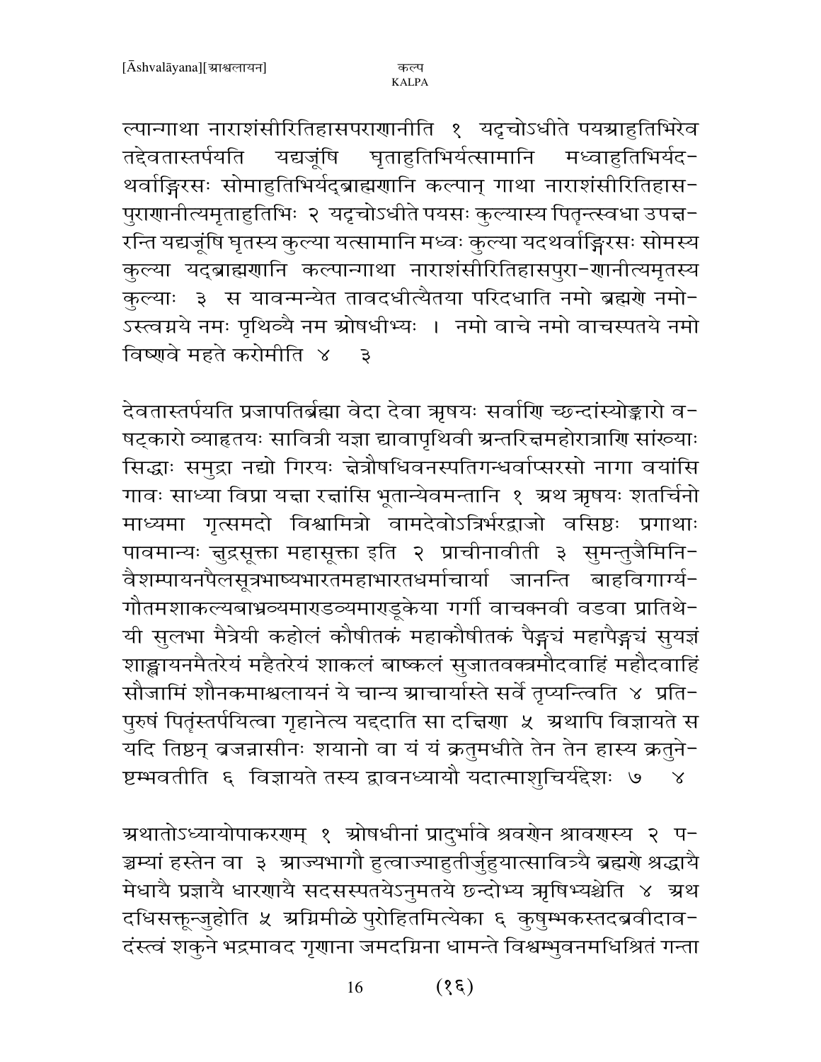ल्पान्गाथा नाराशंसीरितिहासपराणानीति १ यदृचोऽधीते पयस्राहुतिभिरेव तद्देवतास्तर्पयति यद्यजूंषि घृताहुतिभिर्यत्सामानि मध्वाहुतिभिर्यद-थर्वाङ्गिरसः सोमाहुतिभिर्यद्ब्राह्मणानि कल्पान् गाथा नाराशंसीरितिहास-पुराणानीत्यमृताहुतिभिः २ यदृचोऽधीते पयसः कुल्यास्य पितृन्त्स्वधा उपक्ष-रन्ति यद्यजूंषि घृतस्य कुल्या यत्सामानि मध्वः कुल्या यदथर्वाङ्गिरसः सोमस्य कुल्या यद्ब्राह्मणानि कल्पान्गाथा नाराशंसीरितिहासपुरा-णानीत्यमृतस्य कुल्याः ३ स यावन्मन्येत तावदधीत्यैतया परिदधाति नमो ब्रह्मणे नमो-ऽस्त्वग्नये नमः पृथिव्यै नम ओषधीभ्यः । नमो वाचे नमो वाचस्पतये नमो विष्णवे महते करोमीति ४ ३

देवतास्तर्पयति प्रजापतिर्ब्रह्मा वेदा देवा ऋषयः सर्वाणि च्छन्दांस्योङ्कारो व-षट्कारो व्याहृतयः सावित्री यज्ञा द्यावापृथिवी अन्तरिक्षमहोरात्राणि सांख्याः सिद्धाः समुद्रा नद्यो गिरयः क्षेत्रौषधिवनस्पतिगन्धर्वाप्सरसो नागा वयांसि गावः साध्या विप्रा यक्षा रक्षांसि भूतान्येवमन्तानि १ अथ ऋषयः शतर्चिनो माध्यमा गृत्समदो विश्वामित्रो वामदेवोऽत्रिर्भरद्वाजो वसिष्ठः प्रगाथाः पावमान्यः क्षुद्रसूक्ता महासूक्ता इति २ प्राचीनावीती ३ सुमन्तुजैमिनि-वैशम्पायनपैलसूत्रभाष्यभारतमहाभारतधर्माचार्या जानन्ति बाहविगार्ग्य-गौतमशाकल्यबाभ्रव्यमाण्डव्यमाण्डूकेया गर्गी वाचक्नवी वडवा प्रातिथे-यी सुलभा मैत्रेयी कहोलं कौषीतकं महाकौषीतकं पैङ्ग्यं महापैङ्ग्यं सुयज्ञं शाङ्खायनमैतरेयं महैतरेयं शाकलं बाष्कलं सुजातवक्त्रमौदवाहिं महौदवाहिं सौजामिं शौनकमाश्वलायनं ये चान्य आचार्यास्ते सर्वे तृप्यन्त्विति ४ प्रति-पुरुषं पितृंस्तर्पयित्वा गृहानेत्य यद्ददाति सा दक्षिणा ५ अथापि विज्ञायते स यदि तिष्ठन् व्रजन्नासीनः शयानो वा यं यं क्रतुमधीते तेन तेन हास्य क्रतुने-ष्टम्भवतीति ६ विज्ञायते तस्य द्वावनध्यायौ यदात्माशुचिर्यद्देशः ७ ४

अथातोऽध्यायोपाकरणम् १ ओषधीनां प्रादुर्भावे श्रवणेन श्रावणस्य २ प-ञ्चम्यां हस्तेन वा ३ आज्यभागौ हुत्वाज्याहुतीर्जुहुयात्सावित्र्यै ब्रह्मणे श्रद्धायै मेधायै प्रज्ञायै धारणायै सदसस्पतयेऽनुमतये छन्दोभ्य ऋषिभ्यश्चेति ४ अथ दधिसक्तून्जुहोति ५ अग्निमीळे पुरोहितमित्येका ६ कुषुम्भकस्तदब्रवीदाव-दंस्त्वं शकुने भद्रमावद गृणाना जमदग्निना धामन्ते विश्वम्भुवनमधिश्रितं गन्ता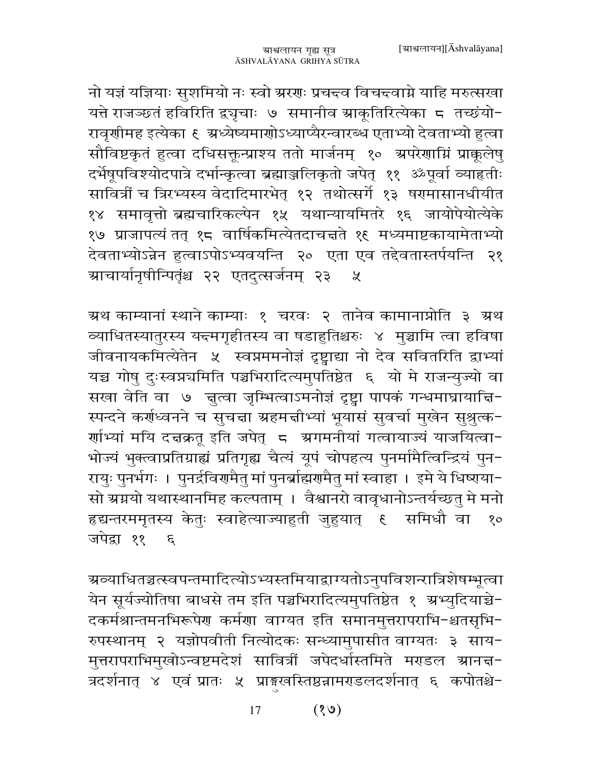नो यज्ञं यज्ञियाः सुशमियो नः स्वो अरणः प्रचक्ष्व विचक्ष्वाग्ने याहि मरुत्सखा यत्ते राजञ्छतं हविरिति द्व्यृचाः ७ समानीव आकूतिरित्येका ८ तच्छंयो- रावृणीमह इत्येका ९ अध्येष्यमाणोऽध्याप्यैरन्वारब्ध एताभ्यो देवताभ्यो हुत्वा सौविष्टकृतं हुत्वा दधिसक्तून्प्राश्य ततो मार्जनम् १० अपरेणाग्निं प्राक्कूलेषु दर्भेषूपविश्योदपात्रे दर्भान्कृत्वा ब्रह्माञ्जलिकृतो जपेत् ११ ॐपूर्वा व्याहृतीः सावित्रीं च त्रिरभ्यस्य वेदादिमारभेत् १२ तथोत्सर्गे १३ षण्मासानधीयीत १४ समावृत्तो ब्रह्मचारिकल्पेन १५ यथान्यायमितरे १६ जायोपेयोत्येके १७ प्राजापत्यं तत् १८ वार्षिकमित्येतदाचक्षते १९ मध्यमाष्टकायामेताभ्यो देवताभ्योऽन्नेन हुत्वाऽपोऽभ्यवयन्ति २० एता एव तद्देवतास्तर्पयन्ति २१ आचार्यानृषीन्पितॄंश्च २२ एतदुत्सर्जनम् २३ ५

अथ काम्यानां स्थाने काम्याः १ चरवः २ तानेव कामानाप्नोति ३ अथ व्याधितस्यातुरस्य यक्ष्मगृहीतस्य वा षडाहुतिश्चरुः ४ मुञ्चामि त्वा हविषा जीवनायकमित्येतेन ५ स्वप्नममनोज्ञं दृष्ट्वाद्या नो देव सवितरिति द्वाभ्यां यच्च गोषु दुःस्वप्न्यमिति पञ्चभिरादित्यमुपतिष्ठेत ६ यो मे राजन्युज्यो वा सखा वेति वा ७ क्षुत्वा जृम्भित्वाऽमनोज्ञं दृष्ट्वा पापकं गन्धमाघ्रायाक्षि- स्पन्दने कर्णध्वनने च सुचक्षा अहमक्षीभ्यां भूयासं सुवर्चा मुखेन सुश्रुत्क- र्णाभ्यां मयि दक्षक्रतू इति जपेत् ८ अगमनीयां गत्वायाज्यं याजयित्वा- भोज्यं भुक्त्वाप्रतिग्राह्यं प्रतिगृह्य चैत्यं यूपं चोपहत्य पुनर्मामैत्विन्द्रियं पुन- रायुः पुनर्भगः । पुनर्द्रविणमैतु मां पुनर्ब्राह्मणमैतु मां स्वाहा । इमे ये धिष्ण्या- सो अग्नयो यथास्थानमिह कल्पताम् । वैश्वानरो वावृधानोऽन्तर्यच्छतु मे मनो हृद्यन्तरममृतस्य केतुः स्वाहेत्याज्याहुती जुहुयात् ९ समिधौ वा १० जपेद्वा ११ ६

अव्याधितश्चेत्स्वपन्तमादित्योऽभ्यस्तमियाद्वाग्यतोऽनुपविशन्रात्रिशेषम्भूत्वा येन सूर्यज्योतिषा बाधसे तम इति पञ्चभिरादित्यमुपतिष्ठेत १ अभ्युदियाच्चे- दकर्मश्रान्तमनभिरूपेण कर्मणा वाग्यत इति समानमुत्तरापराभि-श्चतसृभि- रुपस्थानम् २ यज्ञोपवीती नित्योदकः सन्ध्यामुपासीत वाग्यतः ३ साय- मुत्तरापराभिमुखोऽन्वष्टमदेशं सावित्रीं जपेदर्धास्तमिते मण्डल आनक्ष- त्रदर्शनात् ४ एवं प्रातः ५ प्राङ्मुखस्तिष्ठन्नामण्डलदर्शनात् ६ कपोतश्चे-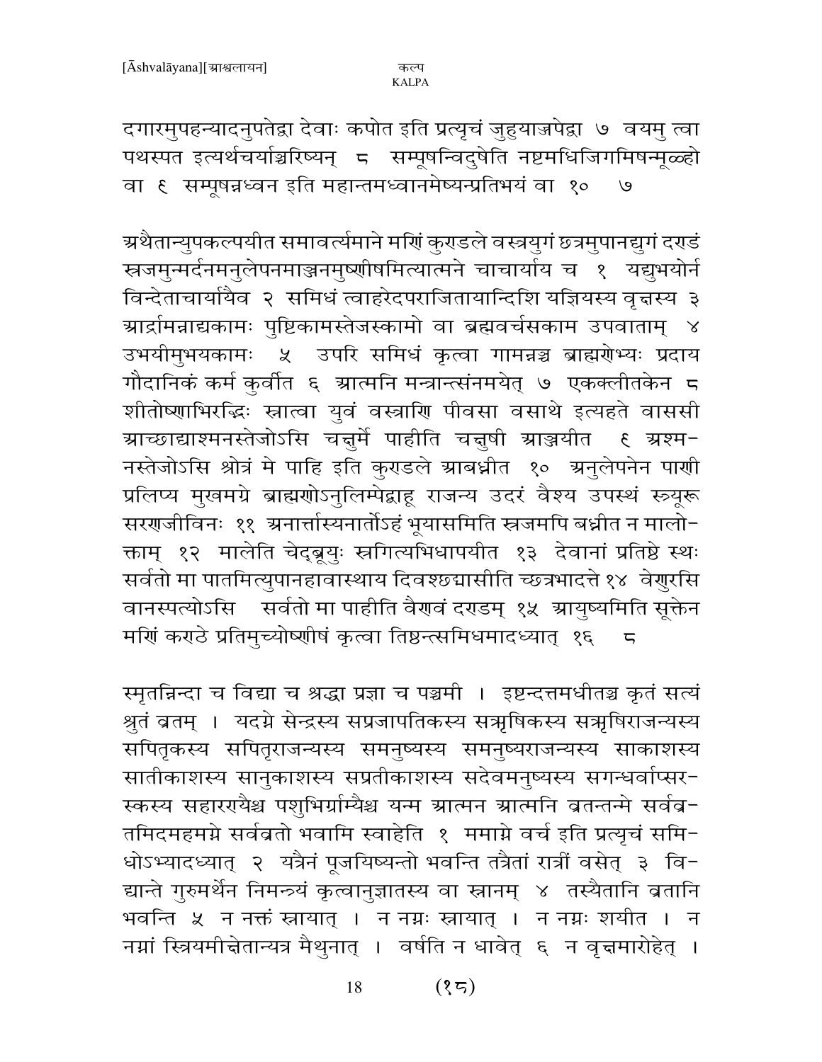दगारमुपहन्यादनुपतेद्वा देवाः कपोत इति प्रत्यृचं जुहुयाज्जपेद्वा ७ वयमु त्वा पथस्पत इत्यर्थचर्याञ्चरिष्यन् ८ सम्पूषन्विदुषेति नष्टमधिजिगमिषन्मूळ्हो वा ९ सम्पूषन्नध्वन इति महान्तमध्वानमेष्यन्प्रतिभयं वा १० ७

अथैतान्युपकल्पयीत समावर्त्यमाने मणिं कुण्डले वस्त्रयुगं छत्रमुपानद्युगं दण्डं स्रजमुन्मर्दनमनुलेपनमाञ्जनमुष्णीषमित्यात्मने चाचार्याय च १ यद्युभयोर्न विन्देताचार्यायैव २ समिधं त्वाहरेदपराजितायान्दिशि यज्ञियस्य वृक्षस्य ३ आर्द्रामन्नाद्यकामः पुष्टिकामस्तेजस्कामो वा ब्रह्मवर्चसकाम उपवाताम् ४ उभयीमुभयकामः ५ उपरि समिधं कृत्वा गामन्नञ्च ब्राह्मणेभ्यः प्रदाय गौदानिकं कर्म कुर्वीत ६ आत्मनि मन्त्रान्त्संनमयेत् ७ एकक्लीतकेन ८ शीतोष्णाभिरद्भिः स्नात्वा युवं वस्त्राणि पीवसा वसाथे इत्यहते वाससी आच्छाद्याश्मनस्तेजोऽसि चक्षुर्मे पाहीति चक्षुषी आञ्जयीत ९ अश्मनस्तेजोऽसि श्रोत्रं मे पाहि इति कुण्डले आबध्नीत १० अनुलेपनेन पाणी प्रलिप्य मुखमग्रे ब्राह्मणोऽनुलिम्पेद्बाहू राजन्य उदरं वैश्य उपस्थं स्त्र्यूरू सरणजीविनः ११ अनार्त्तास्यनार्तोऽहं भूयासमिति स्रजमपि बध्नीत न मालोक्ताम् १२ मालेति चेद्ब्रूयुः स्रगित्यभिधापयीत १३ देवानां प्रतिष्ठे स्थः सर्वतो मा पातमित्युपानहावास्थाय दिवश्छद्यासीति च्छत्रभादत्ते १४ वेणुरसि वानस्पत्योऽसि सर्वतो मा पाहीति वैणवं दण्डम् १५ आयुष्यमिति सूक्तेन मणिं कण्ठे प्रतिमुच्योष्णीषं कृत्वा तिष्ठन्त्समिधमादध्यात् १६ ८

स्मृतन्निन्दा च विद्या च श्रद्धा प्रज्ञा च पञ्चमी । इष्टन्दत्तमधीतञ्च कृतं सत्यं श्रुतं व्रतम् । यदग्ने सेन्द्रस्य सप्रजापतिकस्य सऋषिकस्य सऋषिराजन्यस्य सपितृकस्य सपितृराजन्यस्य समनुष्यस्य समनुष्यराजन्यस्य साकाशस्य सातीकाशस्य सानुकाशस्य सप्रतीकाशस्य सदेवमनुष्यस्य सगन्धर्वाप्सरस्कस्य सहारण्यैश्च पशुभिर्ग्राम्यैश्च यन्म आत्मन आत्मनि व्रतन्तन्मे सर्वव्रतमिदमहमग्ने सर्वव्रतो भवामि स्वाहेति १ ममाग्ने वर्च इति प्रत्यृचं समिधोऽभ्यादध्यात् २ यत्रैनं पूजयिष्यन्तो भवन्ति तत्रैतां रात्रीं वसेत् ३ विद्यान्ते गुरुमर्थेन निमन्त्र्यं कृत्वानुज्ञातस्य वा स्नानम् ४ तस्यैतानि व्रतानि भवन्ति ५ न नक्तं स्नायात् । न नग्नः स्नायात् । न नग्नः शयीत । न नग्नां स्त्रियमीक्षेतान्यत्र मैथुनात् । वर्षति न धावेत् ६ न वृक्षमारोहेत् ।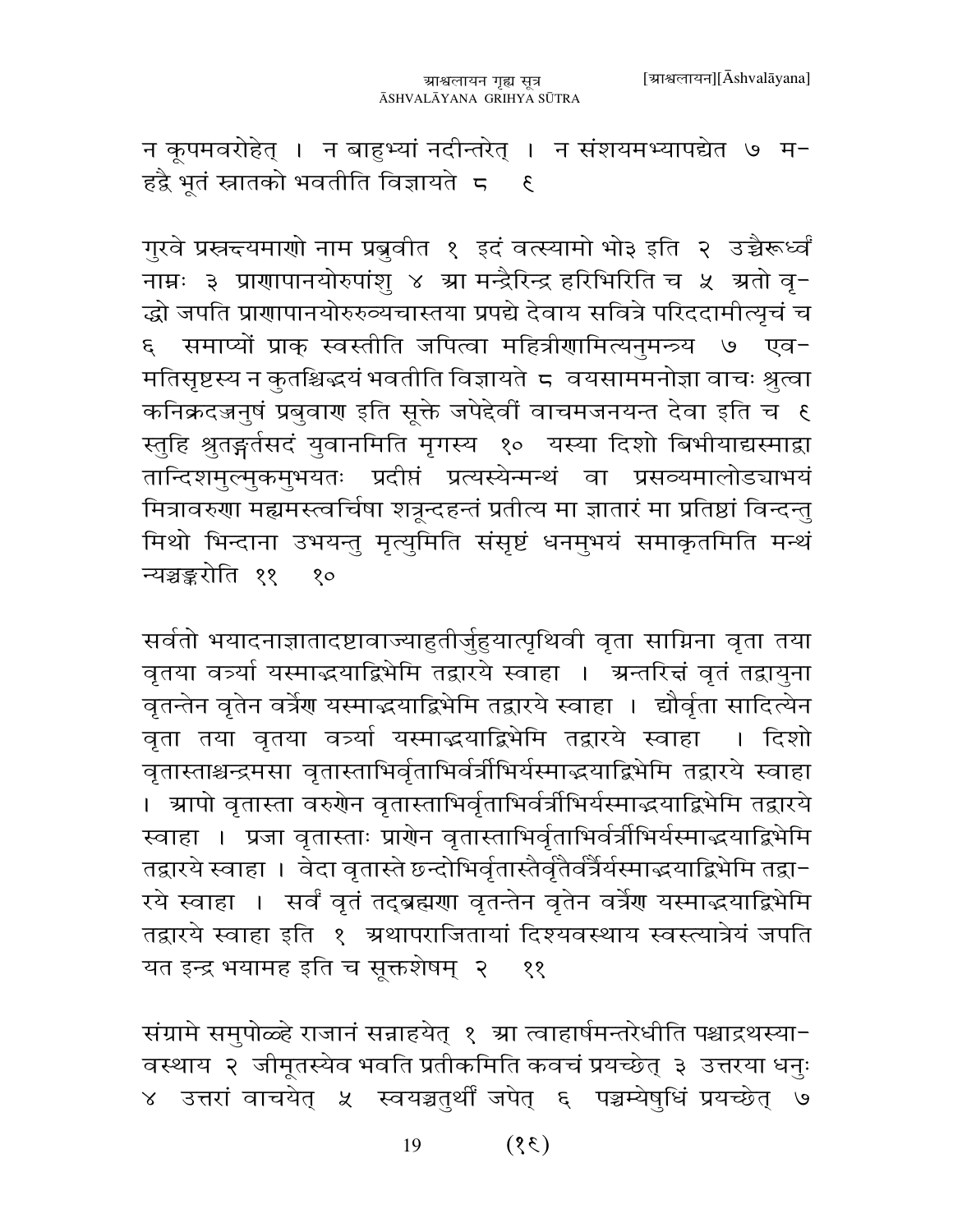न कूपमवरोहेत् । न बाहुभ्यां नदीन्तरेत् । न संशयमभ्यापद्येत ७ महद्वै भूतं स्नातको भवतीति विज्ञायते ८ ९

गुरवे प्रस्नन्दयमाणो नाम प्रब्रुवीत १ इदं वत्स्यामो भो३ इति २ उच्चैरूर्ध्वं नाम्नः ३ प्राणापानयोरुपांशु ४ आ मन्द्रैरिन्द्र हरिभिरिति च ५ अतो वृद्धो जपति प्राणापानयोरुरुव्यचास्तया प्रपद्ये देवाय सवित्रे परिददामीत्यृचं च ६ समाप्यों प्राक् स्वस्तीति जपित्वा महित्रीणामित्यनुमन्त्र्य ७ एवमतिसृष्टस्य न कुतश्चिद्भयं भवतीति विज्ञायते ८ वयसाममनोज्ञा वाचः श्रुत्वा कनिक्रदज्जनुषं प्रब्रुवाण इति सूक्ते जपेद्देवीं वाचमजनयन्त देवा इति च ९ स्तुहि श्रुतङ्गर्तसदं युवानमिति मृगस्य १० यस्या दिशो बिभीयाद्यस्माद्वा तान्दिशमुल्मुकमुभयतः प्रदीप्तं प्रत्यस्येन्मन्थं वा प्रसव्यमालोड्याभयं मित्रावरुणा मह्यमस्त्वर्चिषा शत्रून्दहन्तं प्रतीत्य मा ज्ञातारं मा प्रतिष्ठां विन्दन्तु मिथो भिन्दाना उभयन्तु मृत्युमिति संसृष्टं धनमुभयं समाकृतमिति मन्थं न्यञ्चङ्करोति ११ १०

सर्वतो भयादनाज्ञातादष्टावाज्याहुतीर्जुहुयात्पृथिवी वृता साग्निना वृता तया वृतया वत्र्या यस्माद्भयाद्बिभेमि तद्वारये स्वाहा । अन्तरिक्षं वृतं तद्वायुना वृतन्तेन वृतेन वर्त्रेण यस्माद्भयाद्बिभेमि तद्वारये स्वाहा । द्यौर्वृता सादित्येन वृता तया वृतया वत्र्या यस्माद्भयाद्बिभेमि तद्वारये स्वाहा । दिशो वृतास्ताश्चन्द्रमसा वृतास्ताभिर्वृताभिर्वर्त्रीभिर्यस्माद्भयाद्बिभेमि तद्वारये स्वाहा । आपो वृतास्ता वरुणेन वृतास्ताभिर्वृताभिर्वर्त्रीभिर्यस्माद्भयाद्बिभेमि तद्वारये स्वाहा । प्रजा वृतास्ताः प्राणेन वृतास्ताभिर्वृताभिर्वर्त्रीभिर्यस्माद्भयाद्बिभेमि तद्वारये स्वाहा । वेदा वृतास्ते छन्दोभिर्वृतास्तैर्वृतैर्वर्त्रैर्यस्माद्भयाद्बिभेमि तद्वारये स्वाहा । सर्वं वृतं तद्ब्रह्मणा वृतन्तेन वृतेन वर्त्रेण यस्माद्भयाद्बिभेमि तद्वारये स्वाहा इति १ अथापराजितायां दिश्यवस्थाय स्वस्त्यात्रेयं जपति यत इन्द्र भयामह इति च सूक्तशेषम् २ ११

संग्रामे समुपोळ्हे राजानं सन्नाहयेत् १ आ त्वाहार्षमन्तरेधीति पश्चाद्रथस्यावस्थाय २ जीमूतस्येव भवति प्रतीकमिति कवचं प्रयच्छेत् ३ उत्तरया धनुः ४ उत्तरां वाचयेत् ५ स्वयञ्चतुर्थीं जपेत् ६ पञ्चम्येषुधिं प्रयच्छेत् ७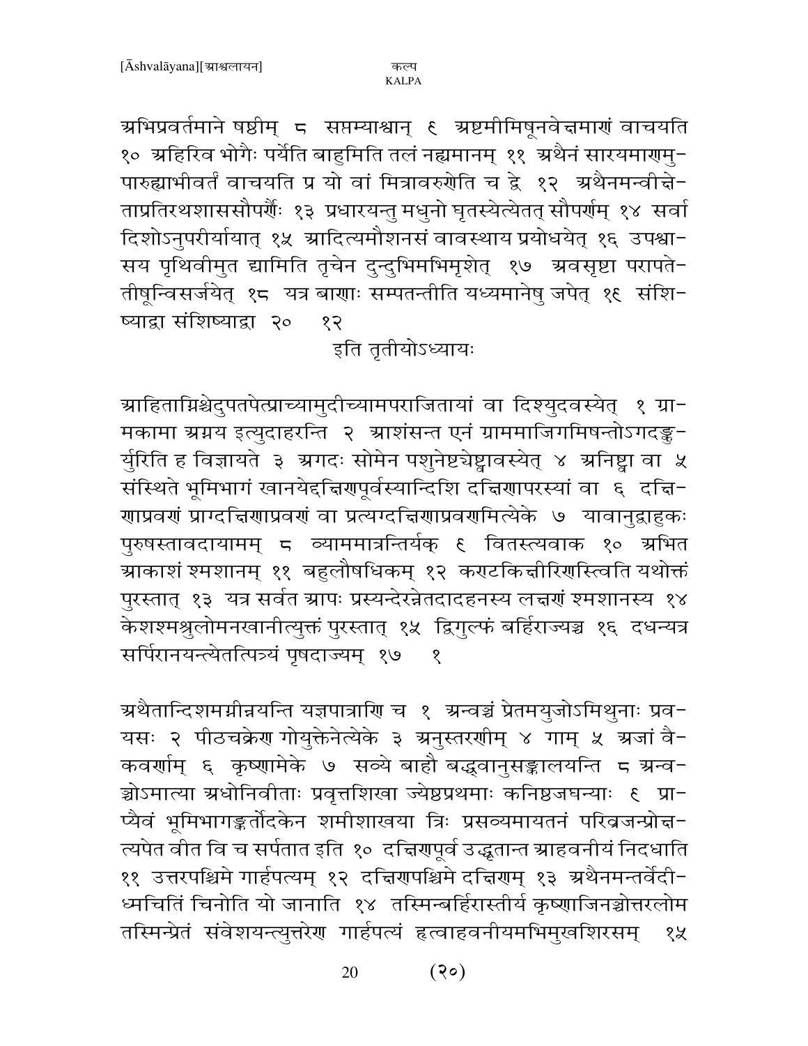अभिप्रवर्तमाने षष्ठीम् ८ सप्तम्याश्वान् ९ अष्टमीमिषूनवेक्षमाणं वाचयति १० अहिरिव भोगैः पर्येति बाहुमिति तलं नह्यमानम् ११ अथैनं सारयमाणमुपारुह्याभीवर्तं वाचयति प्र यो वां मित्रावरुणेति च द्वे १२ अथैनमन्वीक्षेताप्रतिरथशाससौपर्णैः १३ प्रधारयन्तु मधुनो घृतस्येत्येतत् सौपर्णम् १४ सर्वा दिशोऽनुपरीर्यायात् १५ आदित्यमौशनसं वावस्थाय प्रयोधयेत् १६ उपश्वासय पृथिवीमुत द्यामिति तृचेन दुन्दुभिमभिमृशेत् १७ अवसृष्टा परापतेतीषून्विसर्जयेत् १८ यत्र बाणाः सम्पतन्तीति यध्यमानेषु जपेत् १९ संशिष्याद्वा संशिष्याद्वा २० १२

इति तृतीयोऽध्यायः

आहिताग्निश्चेदुपतपेत्प्राच्यामुदीच्यामपराजितायां वा दिश्युदवस्येत् १ ग्रामकामा अग्नय इत्युदाहरन्ति २ आशंसन्त एनं ग्राममाजिगमिषन्तोऽगदङ्कुर्युरिति ह विज्ञायते ३ अगदः सोमेन पशुनेष्टयेष्ट्वावस्येत् ४ अनिष्ट्वा वा ५ संस्थिते भूमिभागं खानयेद्दक्षिणपूर्वस्यान्दिशि दक्षिणापरस्यां वा ६ दक्षिणाप्रवणं प्राग्दक्षिणाप्रवणं वा प्रत्यग्दक्षिणाप्रवणमित्येके ७ यावानुद्बाहुकः पुरुषस्तावदायामम् ८ व्याममात्रन्तिर्यक ९ वितस्त्यवाक १० अभित आकाशं श्मशानम् ११ बहुलौषधिकम् १२ कण्टकिक्षीरिणस्त्विति यथोक्तं पुरस्तात् १३ यत्र सर्वत आपः प्रस्यन्देरन्नेतदादहनस्य लक्षणं श्मशानस्य १४ केशश्मश्रुलोमनखानीत्युक्तं पुरस्तात् १५ द्विगुल्फं बर्हिराज्यञ्च १६ दधन्यत्र सर्पिरानयन्त्येतत्पित्र्यं पृषदाज्यम् १७ १

अथैतान्दिशमग्नीन्नयन्ति यज्ञपात्राणि च १ अन्वञ्चं प्रेतमयुजोऽमिथुनाः प्रवयसः २ पीठचक्रेण गोयुक्तेनेत्येके ३ अनुस्तरणीम् ४ गाम् ५ अजां वैकवर्णाम् ६ कृष्णामेके ७ सव्ये बाहौ बद्धवानुसङ्कालयन्ति ८ अन्वञ्चोऽमात्या अधोनिवीताः प्रवृत्तशिखा ज्येष्ठप्रथमाः कनिष्ठजघन्याः ९ प्राप्यैवं भूमिभागङ्कर्तोदकेन शमीशाखया त्रिः प्रसव्यमायतनं परिव्रजन्प्रोक्षत्यपेत वीत वि च सर्पतात इति १० दक्षिणपूर्व उद्धतान्त आहवनीयं निदधाति ११ उत्तरपश्चिमे गार्हपत्यम् १२ दक्षिणपश्चिमे दक्षिणम् १३ अथैनमन्तर्वेदीध्मचितिं चिनोति यो जानाति १४ तस्मिन्बर्हिरास्तीर्य कृष्णाजिनञ्चोत्तरलोम तस्मिन्प्रेतं संवेशयन्त्युत्तरेण गार्हपत्यं हृत्वाहवनीयमभिमुखशिरसम् १५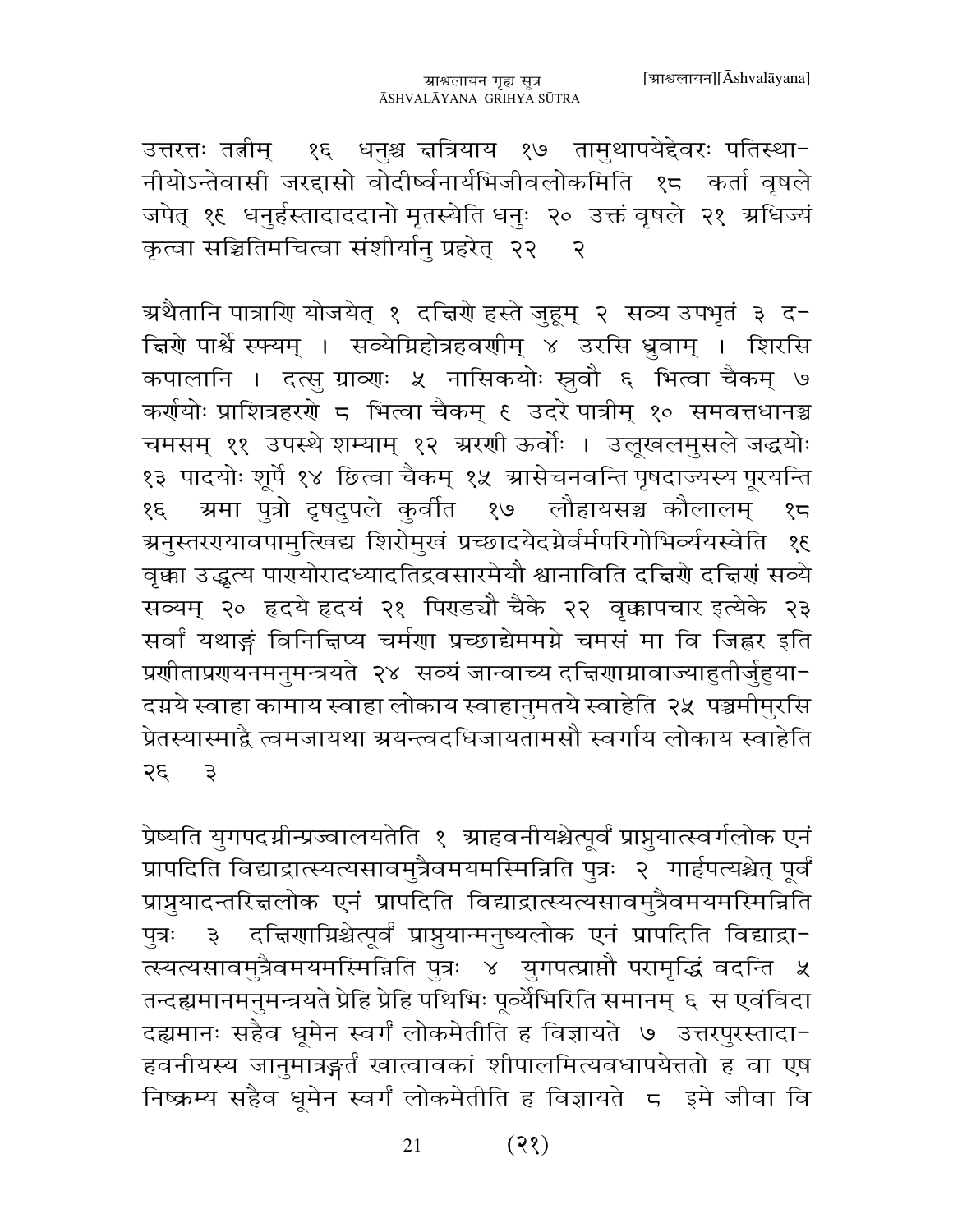उत्तरत्तः तत्नीम्  १६  धनुश्च क्षत्रियाय  १७  तामुथापयेद्देवरः पतिस्था-नीयोऽन्तेवासी जरद्दासो वोदीर्ष्वनार्यभिजीवलोकमिति  १८  कर्ता वृषले जपेत् १९  धनुर्हस्तादाददानो मृतस्येति धनुः  २०  उक्तं वृषले  २१  अधिज्यं कृत्वा सञ्चितिमचित्वा संशीर्यानु प्रहरेत्  २२    २

अथैतानि पात्राणि योजयेत्  १  दक्षिणे हस्ते जुहूम्  २  सव्य उपभृतं  ३  दक्षिणे पार्श्वे स्फ्यम् ।  सव्येग्निहोत्रहवणीम्  ४  उरसि ध्रुवाम् ।  शिरसि कपालानि ।  दत्सु ग्राव्णः  ५  नासिकयोः स्रुवौ  ६  भित्त्वा चैकम्  ७  कर्णयोः प्राशित्रहरणे  ८  भित्त्वा चैकम्  ९  उदरे पात्रीम्  १०  समवत्तधानञ्च चमसम्  ११  उपस्थे शम्याम्  १२  अरणी ऊर्वोः ।  उलूखलमुसले जङ्घयोः  १३  पादयोः शूर्पे  १४  छित्वा चैकम्  १५  आसेचनवन्ति पृषदाज्यस्य पूरयन्ति  १६  अमा पुत्रो दृषदुपले कुर्वीत  १७  लौहायसञ्च कौलालम्  १८  अनुस्तरण्यावपामुत्खिद्य शिरोमुखं प्रच्छादयेदग्नेर्वर्मपरिगोभिर्व्ययस्वेति  १९  वृक्का उद्धृत्य पाण्योरादध्यादतिद्रवसारमेयौ श्वानाविति दक्षिणे दक्षिणं सव्ये सव्यम्  २०  हृदये हृदयं  २१  पिण्डयौ चैके  २२  वृक्कापचार इत्येके  २३  सर्वां यथाङ्गं विनिक्षिप्य चर्मणा प्रच्छाद्येमममग्ने चमसं मा वि जिह्वर इति प्रणीताप्रणयनमनुमन्त्रयते  २४  सव्यं जान्वाच्य दक्षिणाग्नावाज्याहुतीर्जुहुयादग्नये स्वाहा कामाय स्वाहा लोकाय स्वाहानुमतये स्वाहेति  २५  पञ्चमीमुरसि प्रेतस्यास्माद्वै त्वमजायथा अयन्त्वदधिजायतामसौ स्वर्गाय लोकाय स्वाहेति  २६    ३

प्रेष्यति युगपदग्नीन्प्रज्वालयतेति  १  आहवनीयश्चेत्पूर्वं प्राप्नुयात्स्वर्गलोक एनं प्रापदिति विद्याद्रात्स्यत्यसावमुत्रैवमयमस्मिन्निति पुत्रः  २  गार्हपत्यश्चेत् पूर्वं प्राप्नुयादन्तरिक्षलोक एनं प्रापदिति विद्याद्रात्स्यत्यसावमुत्रैवमयमस्मिन्निति पुत्रः  ३  दक्षिणाग्निश्चेत्पूर्वं प्राप्नुयान्मनुष्यलोक एनं प्रापदिति विद्याद्रात्स्यत्यसावमुत्रैवमयमस्मिन्निति पुत्रः  ४  युगपत्प्राप्तौ परामृद्धिं वदन्ति  ५  तन्दह्यमानमनुमन्त्रयते प्रेहि प्रेहि पथिभिः पूर्व्येभिरिति समानम्  ६  स एवंविदा दह्यमानः सहैव धूमेन स्वर्गं लोकमेतीति ह विज्ञायते  ७  उत्तरपुरस्तादाहवनीयस्य जानुमात्रङ्गर्तं खात्वावकां शीपालमित्यवधापयेत्ततो ह वा एष निष्क्रम्य सहैव धूमेन स्वर्गं लोकमेतीति ह विज्ञायते  ८  इमे जीवा वि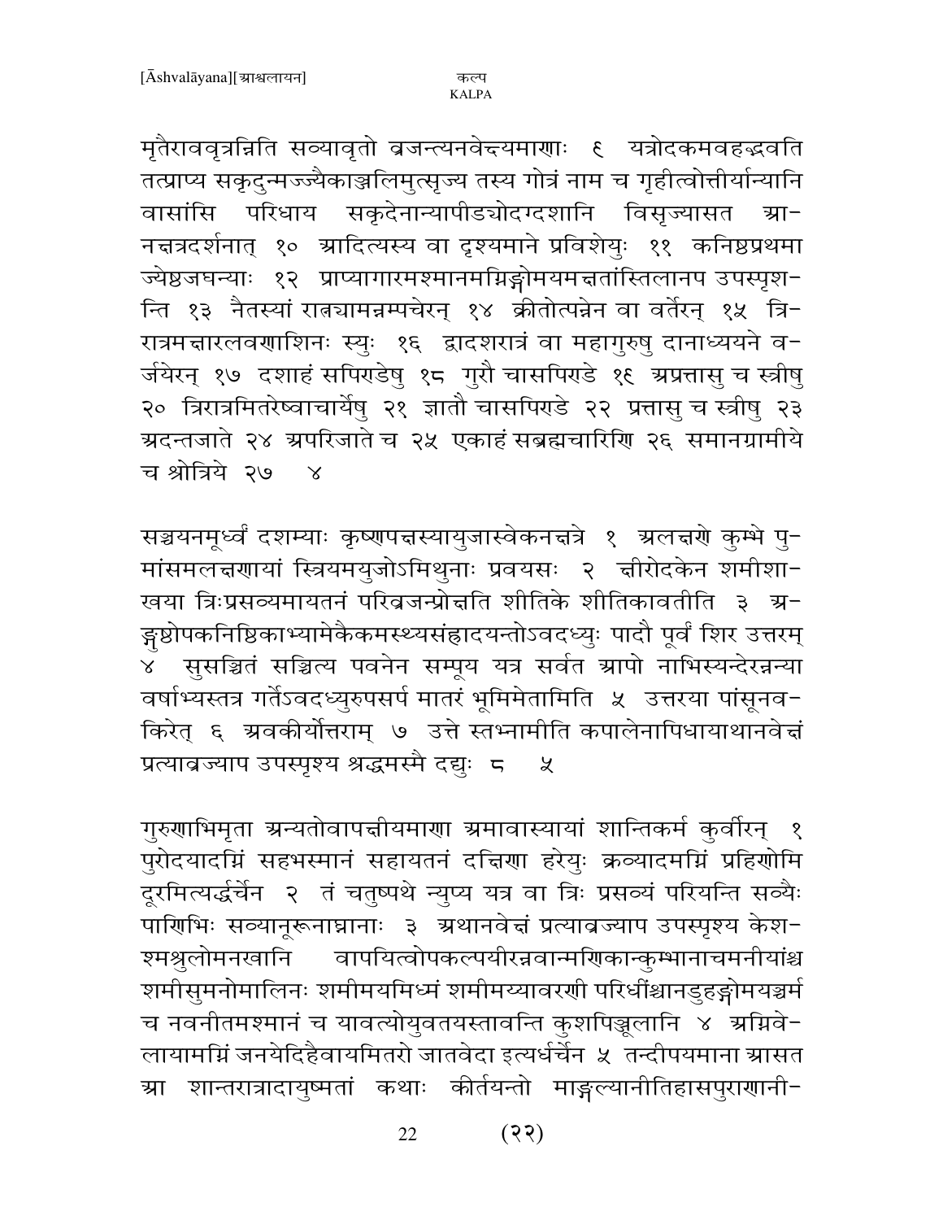मृतैराववृत्रन्निति सव्यावृतो व्रजन्त्यनवेक्षमाणाः ९ यत्रोदकमवहद्भवति तत्प्राप्य सकृदुन्मज्ज्यैकाञ्जलिमुत्सृज्य तस्य गोत्रं नाम च गृहीत्वोत्तीर्यान्यानि वासांसि परिधाय सकृदेनान्यापीड्योदग्दशानि विसृज्यासत आ-नक्षत्रदर्शनात् १० आदित्यस्य वा दृश्यमाने प्रविशेयुः ११ कनिष्ठप्रथमा ज्येष्ठजघन्याः १२ प्राप्यागारमश्मानमग्निङ्गोमयमक्षतांस्तिलानप उपस्पृश-न्ति १३ नैतस्यां रात्र्यामन्नम्पचेरन् १४ क्रीतोत्पन्नेन वा वर्तेरन् १५ त्रि-रात्रमक्षारलवणाशिनः स्युः १६ द्वादशरात्रं वा महागुरुषु दानाध्ययने व-र्जयेरन् १७ दशाहं सपिण्डेषु १८ गुरौ चासपिण्डे १९ अप्रत्तासु च स्त्रीषु २० त्रिरात्रमितरेष्वाचार्येषु २१ ज्ञातौ चासपिण्डे २२ प्रत्तासु च स्त्रीषु २३ अदन्तजाते २४ अपरिजाते च २५ एकाहं सब्रह्मचारिणि २६ समानग्रामीये च श्रोत्रिये २७ ४

सञ्चयनमूर्ध्वं दशम्याः कृष्णपक्षस्यायुजास्वेकनक्षत्रे १ अलक्षणे कुम्भे पु-मांसमलक्षणायां स्त्रियमयुजोऽमिथुनाः प्रवयसः २ क्षीरोदकेन शमीशा-खया त्रिःप्रसव्यमायतनं परिव्रजन्प्रोक्षति शीतिके शीतिकावतीति ३ अ-ङ्गुष्ठोपकनिष्ठिकाभ्यामेकैकमस्थ्यसंह्रादयन्तोऽवदध्युः पादौ पूर्वं शिर उत्तरम् ४ सुसञ्चितं सञ्चित्य पवनेन सम्पूय यत्र सर्वत आपो नाभिस्यन्देरन्नन्या वर्षाभ्यस्तत्र गर्तेऽवदध्युरुपसर्प मातरं भूमिमेतामिति ५ उत्तरया पांसूनव-किरेत् ६ अवकीर्योत्तराम् ७ उत्ते स्तभ्नामीति कपालेनापिधायाथानवेक्षं प्रत्याव्रज्याप उपस्पृश्य श्रद्धमस्मै दद्युः ८ ५

गुरुणाभिमृता अन्यतोवापक्षीयमाणा अमावास्यायां शान्तिकर्म कुर्वीरन् १ पुरोदयादग्निं सहभस्मानं सहायतनं दक्षिणा हरेयुः क्रव्यादमग्निं प्रहिणोमि दूरमित्यर्द्धर्चेन २ तं चतुष्पथे न्युप्य यत्र वा त्रिः प्रसव्यं परियन्ति सव्यैः पाणिभिः सव्यानूरूनाघ्नानाः ३ अथानवेक्षं प्रत्याव्रज्याप उपस्पृश्य केश-श्मश्रुलोमनखानि वापयित्वोपकल्पयीरन्नवान्मणिकान्कुम्भानाचमनीयांश्च शमीसुमनोमालिनः शमीमयमिध्मं शमीमय्यावरणी परिधींश्चानडुहङ्गोमयञ्चर्म च नवनीतमश्मानं च यावत्योयुवतयस्तावन्ति कुशपिञ्जूलानि ४ अग्निवे-लायामग्निं जनयेदिहैवायमितरो जातवेदा इत्यर्धर्चेन ५ तन्दीपयमाना आसत आ शान्तरात्रादायुष्मतां कथाः कीर्तयन्तो माङ्गल्यानीतिहासपुराणानी-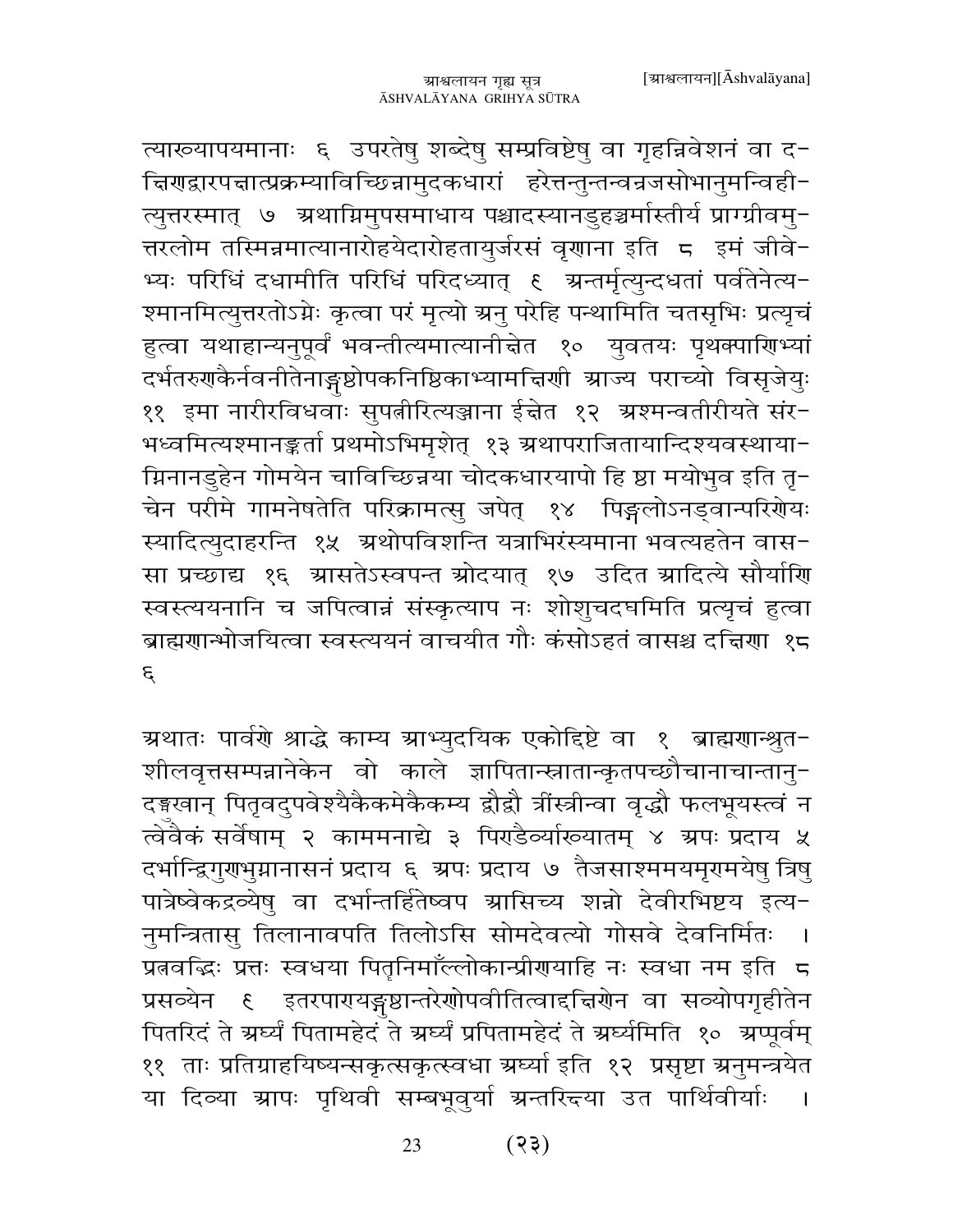त्याख्यापयमानाः ६ उपरतेषु शब्देषु सम्प्रविष्टेषु वा गृहन्निवेशनं वा दक्षिणद्वारपक्षात्प्रक्रम्याविच्छिन्नामुदकधारां हरेत्तन्तुन्तन्वन्नजसोभानुमन्विहीत्युत्तरस्मात् ७ अथाग्निमुपसमाधाय पश्चादस्यानडुहञ्चर्मास्तीर्य प्राग्ग्रीवमुत्तरलोम तस्मिन्नमात्यानारोहयेदारोहतायुर्जरसं वृणाना इति ८ इमं जीवेभ्यः परिधिं दधामीति परिधिं परिदध्यात् ९ अन्तर्मृत्युन्दधतां पर्वतेनेत्यश्मानमित्युत्तरतोऽग्नेः कृत्वा परं मृत्यो अनु परेहि पन्थामिति चतसृभिः प्रत्यृचं हुत्वा यथाहान्यनुपूर्वं भवन्तीत्यमात्यानीक्षेत १० युवतयः पृथक्पाणिभ्यां दर्भतरुणकैर्नवनीतेनाङ्गुष्ठोपकनिष्ठिकाभ्यामक्षिणी आज्य पराच्यो विसृजेयुः ११ इमा नारीरविधवाः सुपत्नीरित्यञ्जाना ईक्षेत १२ अश्मन्वतीरीयते संरभध्वमित्यश्मानङ्कर्ता प्रथमोऽभिमृशेत् १३ अथापराजितायान्दिश्यवस्थायाग्निनानडुहेन गोमयेन चाविच्छिन्नया चोदकधारयापो हि ष्ठा मयोभुव इति तृचेन परीमे गामनेषतेति परिक्रामत्सु जपेत् १४ पिङ्गलोऽनड्वान्परिणेयः स्यादित्युदाहरन्ति १५ अथोपविशन्ति यत्राभिरंस्यमाना भवत्यहतेन वाससा प्रच्छाद्य १६ आसतेऽस्वपन्त ओदयात् १७ उदित आदित्ये सौर्याणि स्वस्त्ययनानि च जपित्वान्नं संस्कृत्याप नः शोशुचदघमिति प्रत्यृचं हुत्वा ब्राह्मणान्भोजयित्वा स्वस्त्ययनं वाचयीत गौः कंसोऽहतं वासश्च दक्षिणा १८
६

अथातः पार्वणे श्राद्धे काम्य आभ्युदयिक एकोद्दिष्टे वा १ ब्राह्मणान्श्रुतशीलवृत्तसम्पन्नानेकेन वो काले ज्ञापितान्स्नातान्कृतपच्छौचानाचान्तानुदङ्मुखान् पितृवदुपवेश्यैकैकमेकैकस्य द्वौद्वौ त्रींस्त्रीन्वा वृद्धौ फलभूयस्त्वं न त्वेवैकं सर्वेषाम् २ काममनाद्ये ३ पिण्डैर्व्याख्यातम् ४ अपः प्रदाय ५ दर्भान्द्विगुणभुग्नानासनं प्रदाय ६ अपः प्रदाय ७ तैजसाश्ममयमृण्मयेषु त्रिषु पात्रेष्वेकद्रव्येषु वा दर्भान्तर्हितेष्वप आसिच्य शन्नो देवीरभिष्टय इत्यनुमन्त्रितासु तिलानावपति तिलोऽसि सोमदेवत्यो गोसवे देवनिर्मितः । प्रत्नवद्भिः प्रत्तः स्वधया पितॄनिमाँल्लोकान्प्रीणयाहि नः स्वधा नम इति ८ प्रसव्येन ९ इतरपाण्यङ्गुष्ठान्तरेणोपवीतित्वाद्दक्षिणेन वा सव्योपगृहीतेन पितरिदं ते अर्घ्यं पितामहेदं ते अर्घ्यं प्रपितामहेदं ते अर्घ्यमिति १० अप्पूर्वम् ११ ताः प्रतिग्राहयिष्यन्सकृत्सकृत्स्वधा अर्घ्या इति १२ प्रसृष्टा अनुमन्त्रयेत या दिव्या आपः पृथिवी सम्बभूवुर्या अन्तरिक्ष्या उत पार्थिवीर्याः ।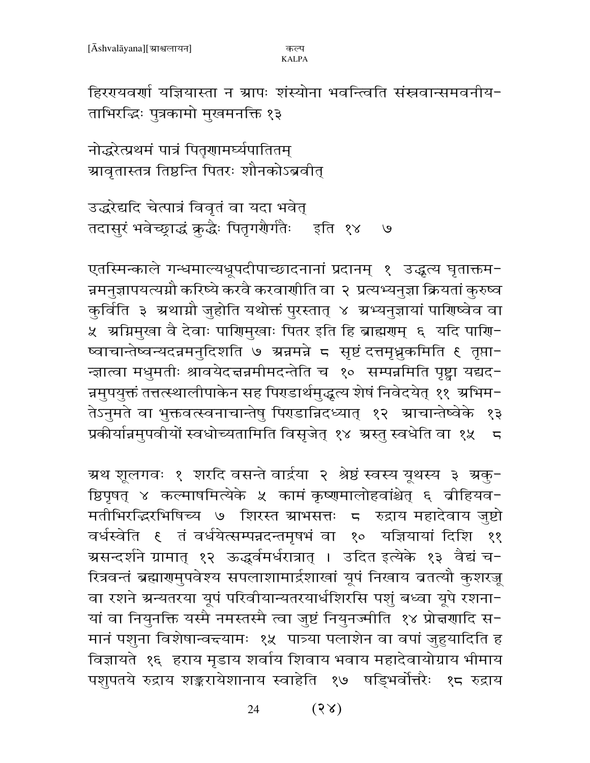हिरण्यवर्णा यज्ञियास्ता न आपः शंस्योना भवन्त्विति संस्रवान्समवनीय-ताभिरद्भिः पुत्रकामो मुखमनक्ति १३

नोद्धरेत्प्रथमं पात्रं पितृणामर्घ्यपातितम्
आवृतास्तत्र तिष्ठन्ति पितरः शौनकोऽब्रवीत्

उद्धरेद्यदि चेत्पात्रं विवृतं वा यदा भवेत्
तदासुरं भवेच्छ्राद्धं क्रुद्धैः पितृगणैर्गतैः   इति १४   ७

एतस्मिन्काले गन्धमाल्यधूपदीपाच्छादनानां प्रदानम् १ उद्धृत्य घृताक्तम-न्नमनुज्ञापयत्यग्नौ करिष्ये करवै करवाणीति वा २ प्रत्यभ्यनुज्ञा क्रियतां कुरुष्व कुर्विति ३ अथाग्नौ जुहोति यथोक्तं पुरस्तात् ४ अभ्यनुज्ञायां पाणिष्वेव वा ५ अग्निमुखा वै देवाः पाणिमुखाः पितर इति हि ब्राह्मणम् ६ यदि पाणि-ष्वाचान्तेष्वन्यदन्नमनुदिशति ७ अन्नमन्ने ८ सृष्टं दत्तमृध्नुकमिति ९ तृप्ता-न्ज्ञात्वा मधुमतीः श्रावयेदक्षन्नमीमदन्तेति च १० सम्पन्नमिति पृष्ट्वा यद्यद-न्नमुपयुक्तं तत्तत्स्थालीपाकेन सह पिण्डार्थमुद्धृत्य शेषं निवेदयेत् ११ अभिम-तेऽनुमते वा भुक्तवत्स्वनाचान्तेषु पिण्डान्निदध्यात् १२ आचान्तेष्वेके १३ प्रकीर्यान्नमुपवीयों स्वधोच्यतामिति विसृजेत् १४ अस्तु स्वधेति वा १५   ८

अथ शूलगवः १ शरदि वसन्ते वार्द्रया २ श्रेष्ठं स्वस्य यूथस्य ३ अकु-ष्ठिपृषत् ४ कल्माषमित्येके ५ कामं कृष्णमालोहवांश्चेत् ६ व्रीहियव-मतीभिरद्भिरभिषिच्य ७ शिरस्त आभसत्तः ८ रुद्राय महादेवाय जुष्टो वर्धस्वेति ९ तं वर्धयेत्सम्पन्नदन्तमृषभं वा १० यज्ञियायां दिशि ११ असन्दर्शने ग्रामात् १२ ऊर्ध्वमर्धरात्रात् । उदित इत्येके १३ वैद्यं च-रित्रवन्तं ब्रह्माणमुपवेश्य सपलाशामार्द्रशाखां यूपं निखाय व्रतत्यौ कुशरज्जू वा रशने अन्यतरया यूपं परिवीयान्यतरयार्धशिरसि पशुं बध्वा यूपे रशना-यां वा नियुनक्ति यस्मै नमस्तस्मै त्वा जुष्टं नियुनज्मीति १४ प्रोक्षणादि स-मानं पशुना विशेषान्वक्ष्यामः १५ पात्र्या पलाशेन वा वपां जुहुयादिति ह विज्ञायते १६ हराय मृडाय शर्वाय शिवाय भवाय महादेवायोग्राय भीमाय पशुपतये रुद्राय शङ्करायेशानाय स्वाहेति १७ षड्भिर्वोत्तरैः १८ रुद्राय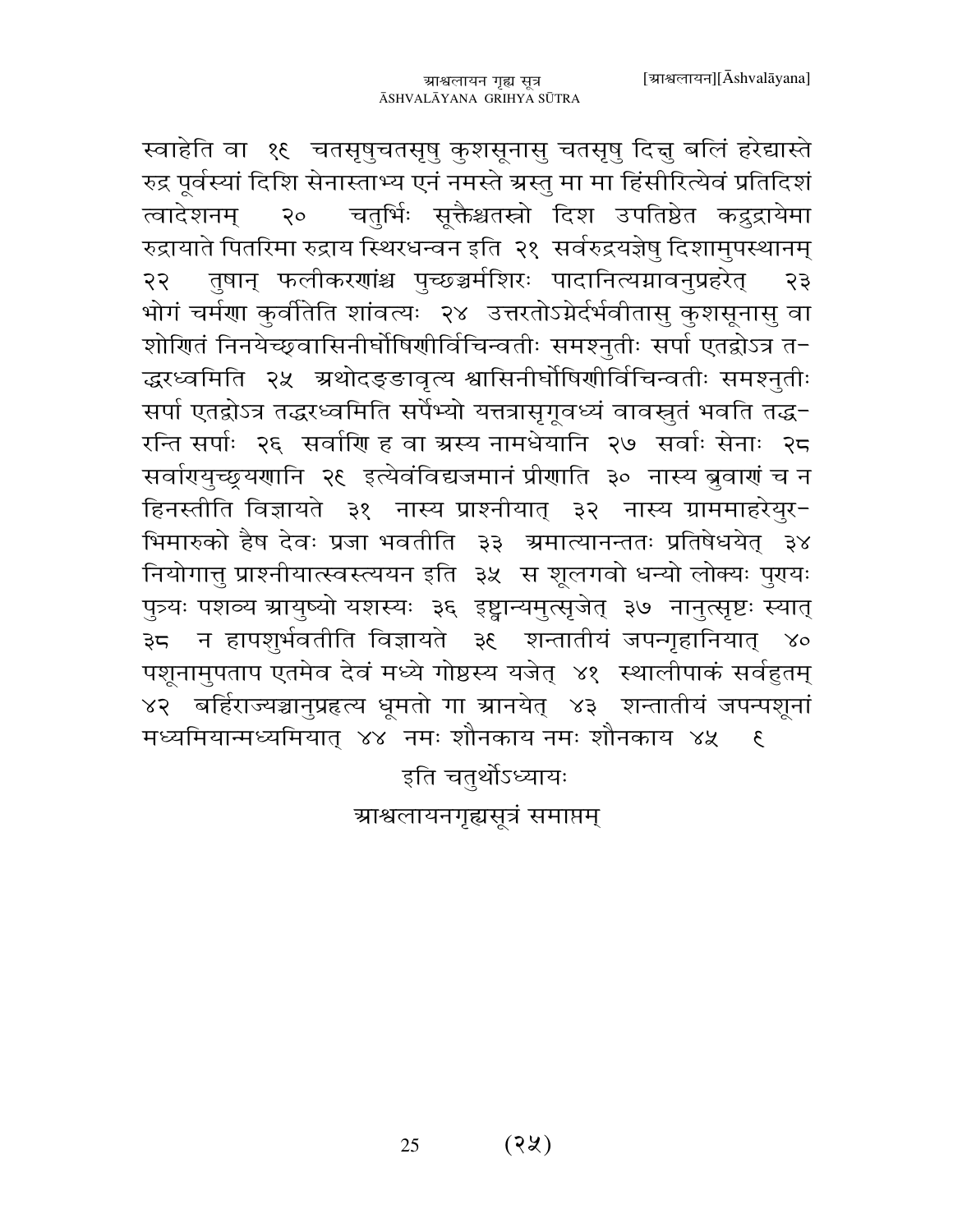स्वाहेति वा १९ चतसृषुचतसृषु कुशसूनासु चतसृषु दिक्षु बलिं हरेद्यास्ते रुद्र पूर्वस्यां दिशि सेनास्ताभ्य एनं नमस्ते अस्तु मा मा हिंसीरित्येवं प्रतिदिशं त्वादेशनम् २० चतुर्भिः सूक्तैश्चतस्रो दिश उपतिष्ठेत कद्रुद्रायेमा रुद्रायाते पितरिमा रुद्राय स्थिरधन्वन इति २१ सर्वरुद्रयज्ञेषु दिशामुपस्थानम् २२ तुषान् फलीकरणांश्च पुच्छञ्चर्मशिरः पादानित्यग्रावनुप्रहरेत् २३ भोगं चर्मणा कुर्वीतेति शांवत्यः २४ उत्तरतोऽग्नेर्दर्भवीतासु कुशसूनासु वा शोणितं निनयेच्छ्वासिनीर्घोषिणीर्विचिन्वतीः समश्नुतीः सर्पा एतद्वोऽत्र तद्धरध्वमिति २५ अथोदङ्ङावृत्य श्वासिनीर्घोषिणीर्विचिन्वतीः समश्नुतीः सर्पा एतद्वोऽत्र तद्धरध्वमिति सर्पेभ्यो यत्तत्रासृगूवध्यं वावस्रुतं भवति तद्धरन्ति सर्पाः २६ सर्वाणि ह वा अस्य नामधेयानि २७ सर्वाः सेनाः २८ सर्वाण्युच्छ्रयणानि २९ इत्येवंविद्यजमानं प्रीणाति ३० नास्य ब्रुवाणं च न हिनस्तीति विज्ञायते ३१ नास्य प्राश्नीयात् ३२ नास्य ग्राममाहरेयुरभिमारुको हैष देवः प्रजा भवतीति ३३ अमात्यानन्ततः प्रतिषेधयेत् ३४ नियोगात्तु प्राश्नीयात्स्वस्त्ययन इति ३५ स शूलगवो धन्यो लोक्यः पुण्यः पुत्र्यः पशव्य आयुष्यो यशस्यः ३६ इष्ट्वान्यमुत्सृजेत् ३७ नानुत्सृष्टः स्यात् ३८ न हापशुर्भवतीति विज्ञायते ३९ शन्तातीयं जपन्गृहानियात् ४० पशूनामुपताप एतमेव देवं मध्ये गोष्ठस्य यजेत् ४१ स्थालीपाकं सर्वहुतम् ४२ बर्हिराज्यञ्चानुप्रहृत्य धूमतो गा आनयेत् ४३ शन्तातीयं जपन्पशूनां मध्यमियान्मध्यमियात् ४४ नमः शौनकाय नमः शौनकाय ४५ ९

इति चतुर्थोऽध्यायः

आश्वलायनगृह्यसूत्रं समाप्तम्